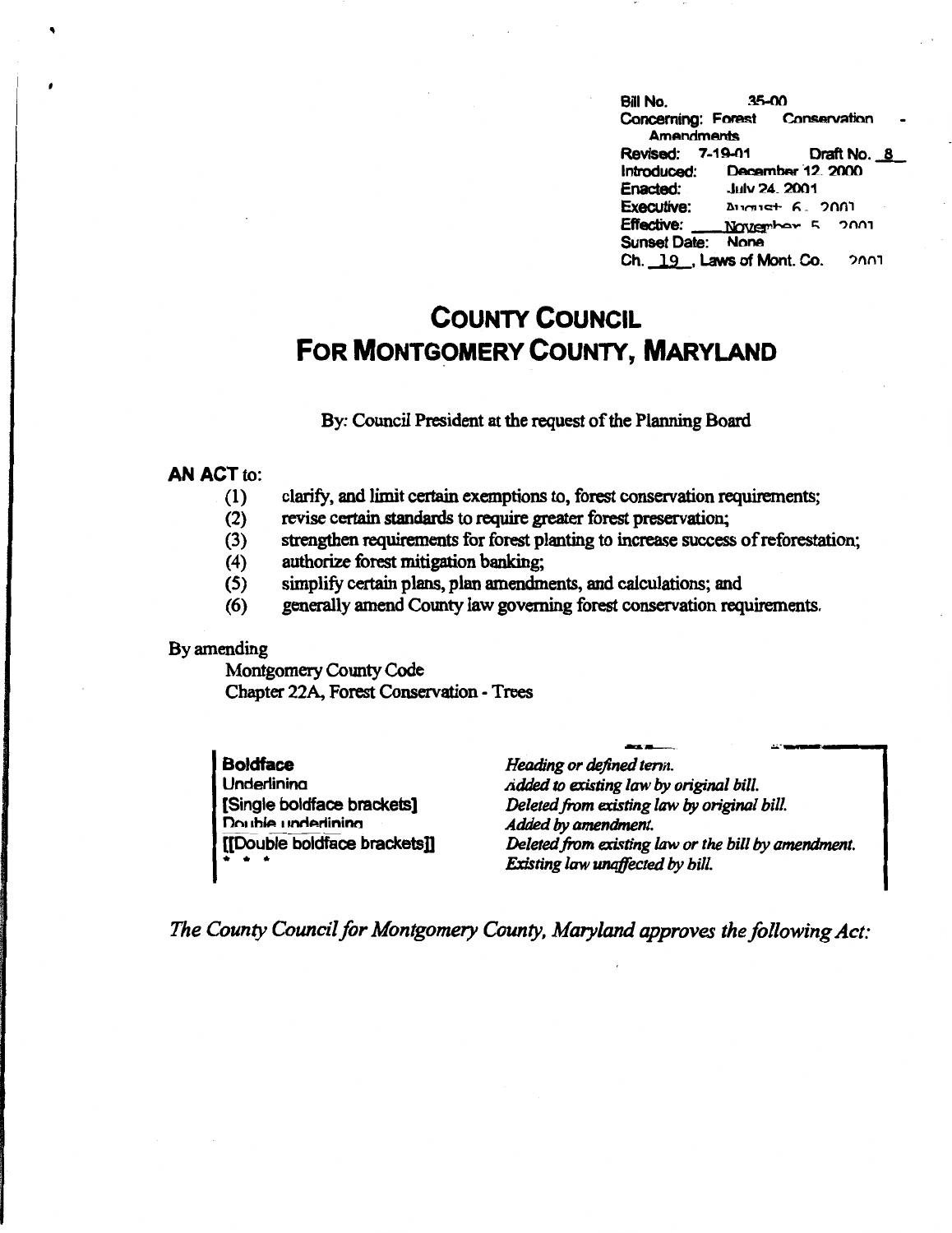Bill No. 35-00
Concerning: Forest Conservation - Amendments
Revised: 7-19-01 Draft No. 8
Introduced: December 12, 2000
Enacted: July 24, 2001
Executive: August 6, 2001
Effective: November 5, 2001
Sunset Date: None
Ch. 19, Laws of Mont. Co. 2001

# COUNTY COUNCIL FOR MONTGOMERY COUNTY, MARYLAND

By: Council President at the request of the Planning Board

**AN ACT** to:

(1) clarify, and limit certain exemptions to, forest conservation requirements;
(2) revise certain standards to require greater forest preservation;
(3) strengthen requirements for forest planting to increase success of reforestation;
(4) authorize forest mitigation banking;
(5) simplify certain plans, plan amendments, and calculations; and
(6) generally amend County law governing forest conservation requirements.

By amending

Montgomery County Code
Chapter 22A, Forest Conservation - Trees

| | |
|---|---|
| **Boldface** | *Heading or defined term.* |
| Underlining | *Added to existing law by original bill.* |
| [Single boldface brackets] | *Deleted from existing law by original bill.* |
| Double underlining | *Added by amendment.* |
| [[Double boldface brackets]] | *Deleted from existing law or the bill by amendment.* |
| * * * | *Existing law unaffected by bill.* |

*The County Council for Montgomery County, Maryland approves the following Act:*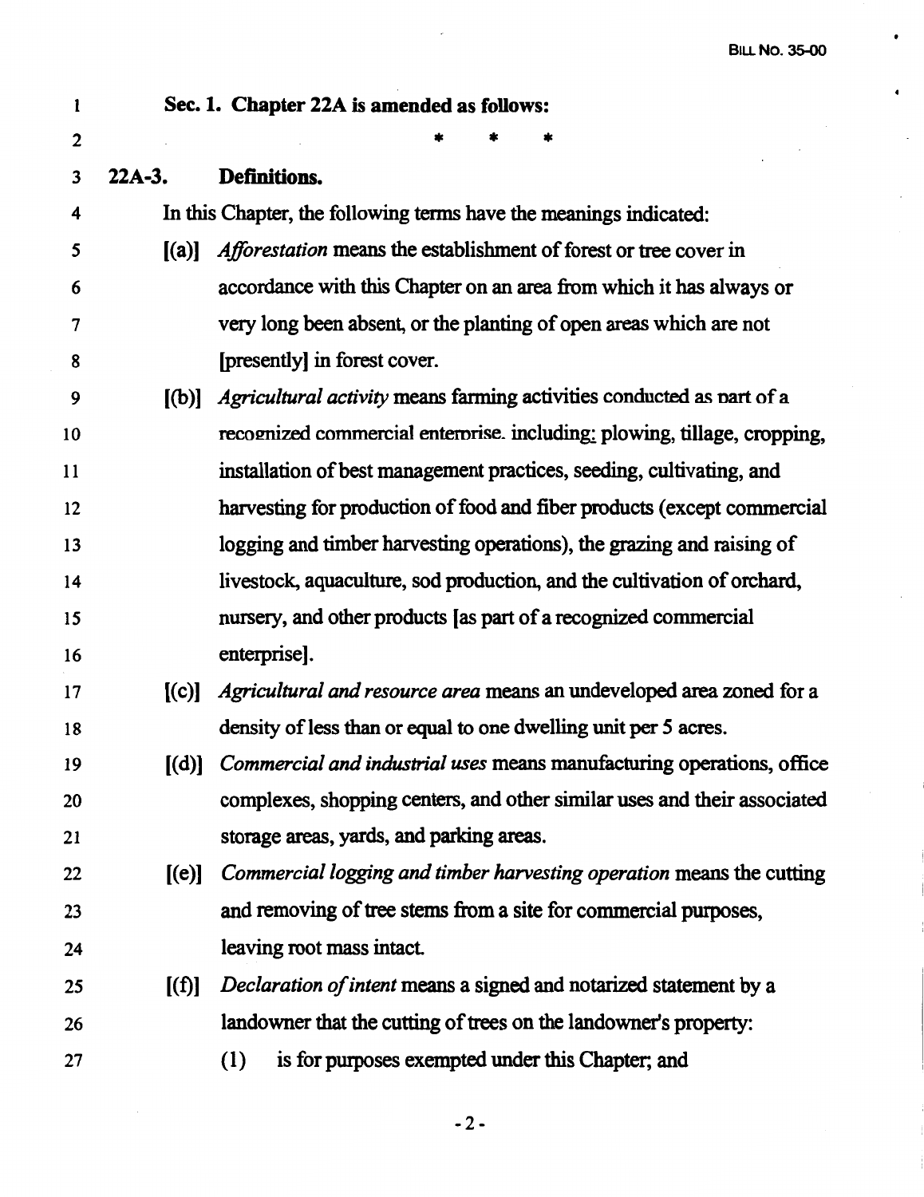**Sec. 1. Chapter 22A is amended as follows:**

\* \* \*

**22A-3. Definitions.**

In this Chapter, the following terms have the meanings indicated:

[(a)] *Afforestation* means the establishment of forest or tree cover in accordance with this Chapter on an area from which it has always or very long been absent, or the planting of open areas which are not [presently] in forest cover.

[(b)] *Agricultural activity* means farming activities conducted as part of a recognized commercial enterprise, including: plowing, tillage, cropping, installation of best management practices, seeding, cultivating, and harvesting for production of food and fiber products (except commercial logging and timber harvesting operations), the grazing and raising of livestock, aquaculture, sod production, and the cultivation of orchard, nursery, and other products [as part of a recognized commercial enterprise].

[(c)] *Agricultural and resource area* means an undeveloped area zoned for a density of less than or equal to one dwelling unit per 5 acres.

[(d)] *Commercial and industrial uses* means manufacturing operations, office complexes, shopping centers, and other similar uses and their associated storage areas, yards, and parking areas.

[(e)] *Commercial logging and timber harvesting operation* means the cutting and removing of tree stems from a site for commercial purposes, leaving root mass intact.

[(f)] *Declaration of intent* means a signed and notarized statement by a landowner that the cutting of trees on the landowner's property:

(1) is for purposes exempted under this Chapter; and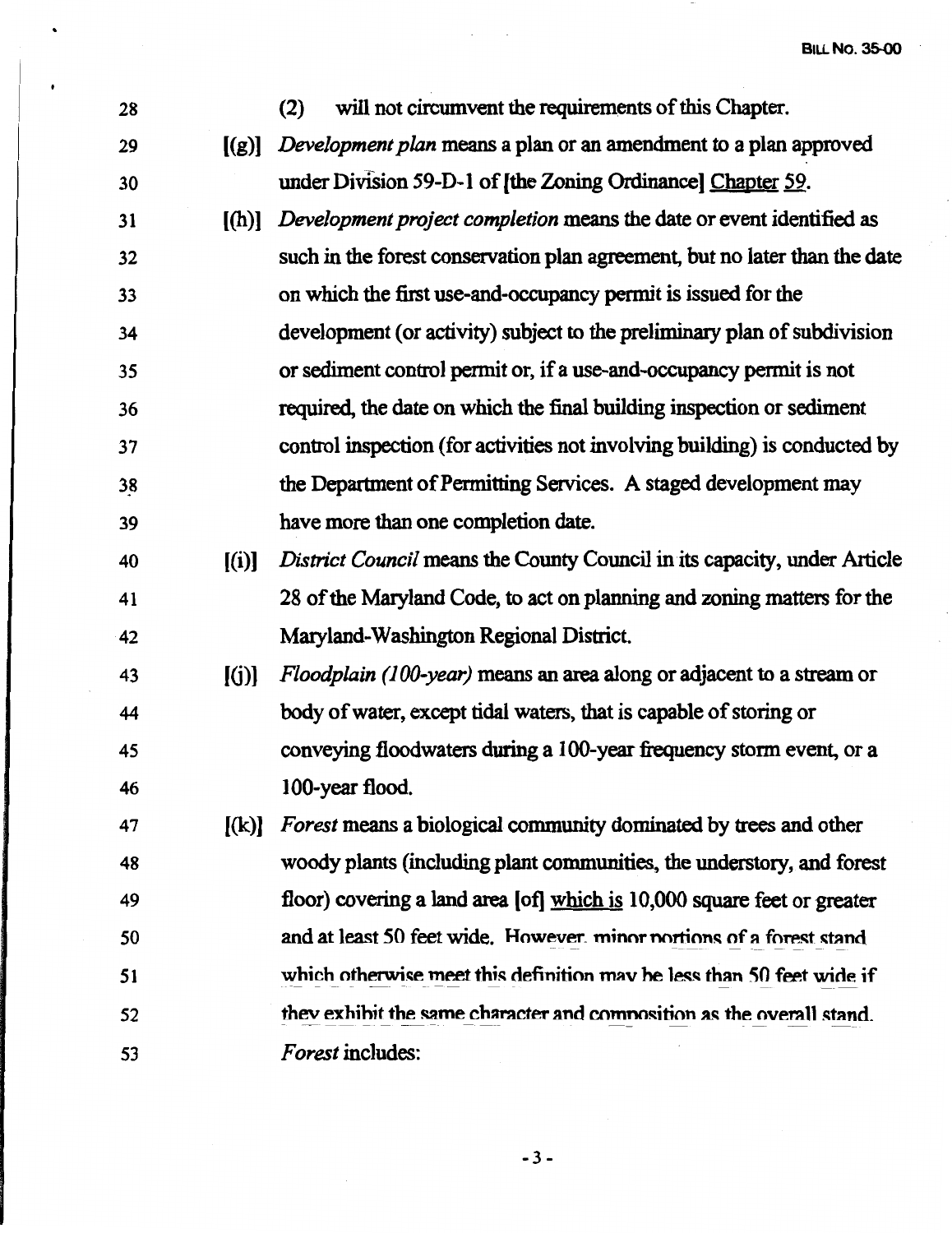(2) will not circumvent the requirements of this Chapter.

[(g)] *Development plan* means a plan or an amendment to a plan approved under Division 59-D-1 of [the Zoning Ordinance] Chapter 59.

[(h)] *Development project completion* means the date or event identified as such in the forest conservation plan agreement, but no later than the date on which the first use-and-occupancy permit is issued for the development (or activity) subject to the preliminary plan of subdivision or sediment control permit or, if a use-and-occupancy permit is not required, the date on which the final building inspection or sediment control inspection (for activities not involving building) is conducted by the Department of Permitting Services. A staged development may have more than one completion date.

[(i)] *District Council* means the County Council in its capacity, under Article 28 of the Maryland Code, to act on planning and zoning matters for the Maryland-Washington Regional District.

[(j)] *Floodplain (100-year)* means an area along or adjacent to a stream or body of water, except tidal waters, that is capable of storing or conveying floodwaters during a 100-year frequency storm event, or a 100-year flood.

[(k)] *Forest* means a biological community dominated by trees and other woody plants (including plant communities, the understory, and forest floor) covering a land area [of] which is 10,000 square feet or greater and at least 50 feet wide. However, minor portions of a forest stand which otherwise meet this definition may be less than 50 feet wide if they exhibit the same character and composition as the overall stand. *Forest* includes: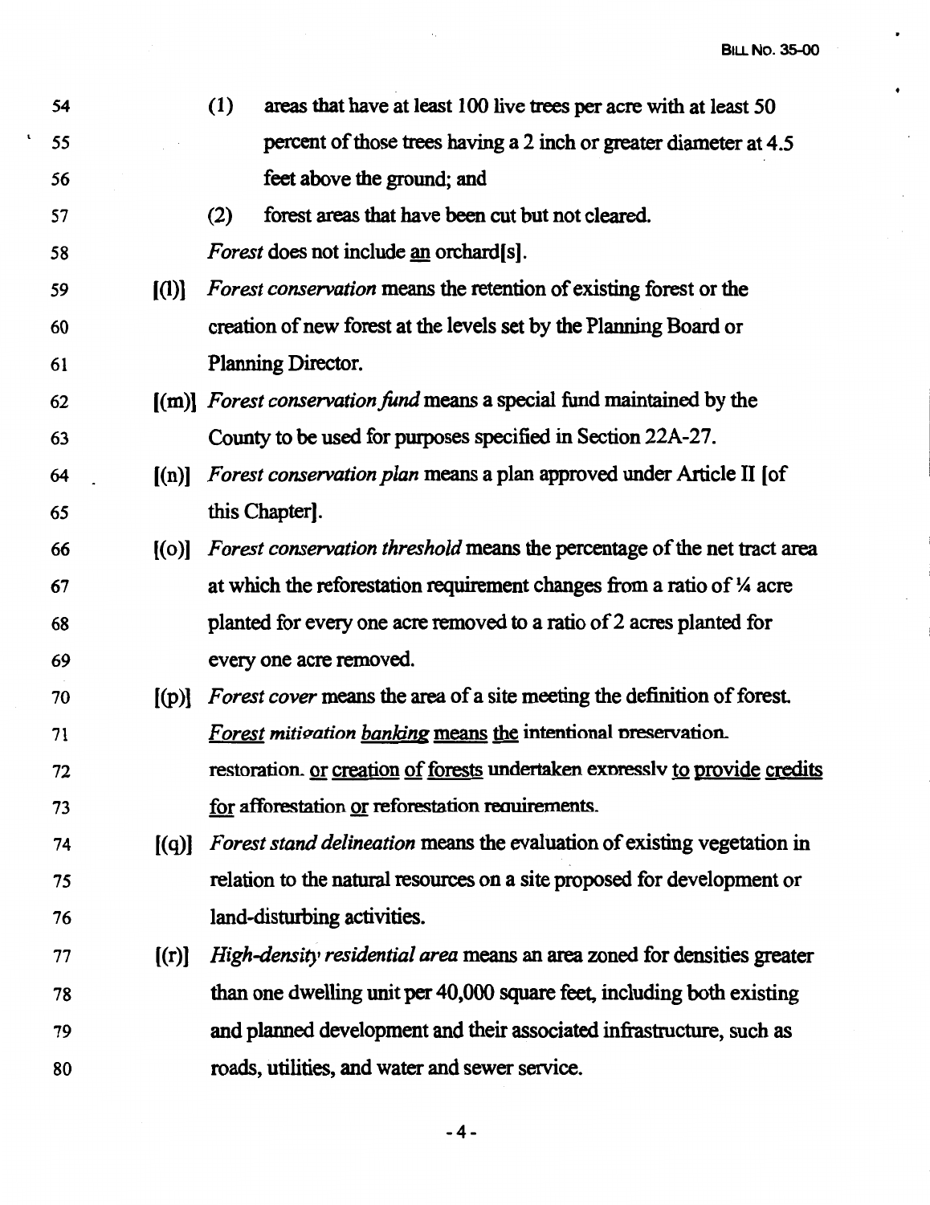54 (1) areas that have at least 100 live trees per acre with at least 50
55 percent of those trees having a 2 inch or greater diameter at 4.5
56 feet above the ground; and
57 (2) forest areas that have been cut but not cleared.
58 *Forest* does not include <u>an</u> orchard[s].
59 [(l)] *Forest conservation* means the retention of existing forest or the
60 creation of new forest at the levels set by the Planning Board or
61 Planning Director.
62 [(m)] *Forest conservation fund* means a special fund maintained by the
63 County to be used for purposes specified in Section 22A-27.
64 [(n)] *Forest conservation plan* means a plan approved under Article II [of
65 this Chapter].
66 [(o)] *Forest conservation threshold* means the percentage of the net tract area
67 at which the reforestation requirement changes from a ratio of ¼ acre
68 planted for every one acre removed to a ratio of 2 acres planted for
69 every one acre removed.
70 [(p)] *Forest cover* means the area of a site meeting the definition of forest.
71 <u>*Forest mitigation banking* means the intentional preservation,</u>
72 <u>restoration, or creation of forests undertaken expressly to provide credits</u>
73 <u>for afforestation or reforestation requirements.</u>
74 [(q)] *Forest stand delineation* means the evaluation of existing vegetation in
75 relation to the natural resources on a site proposed for development or
76 land-disturbing activities.
77 [(r)] *High-density residential area* means an area zoned for densities greater
78 than one dwelling unit per 40,000 square feet, including both existing
79 and planned development and their associated infrastructure, such as
80 roads, utilities, and water and sewer service.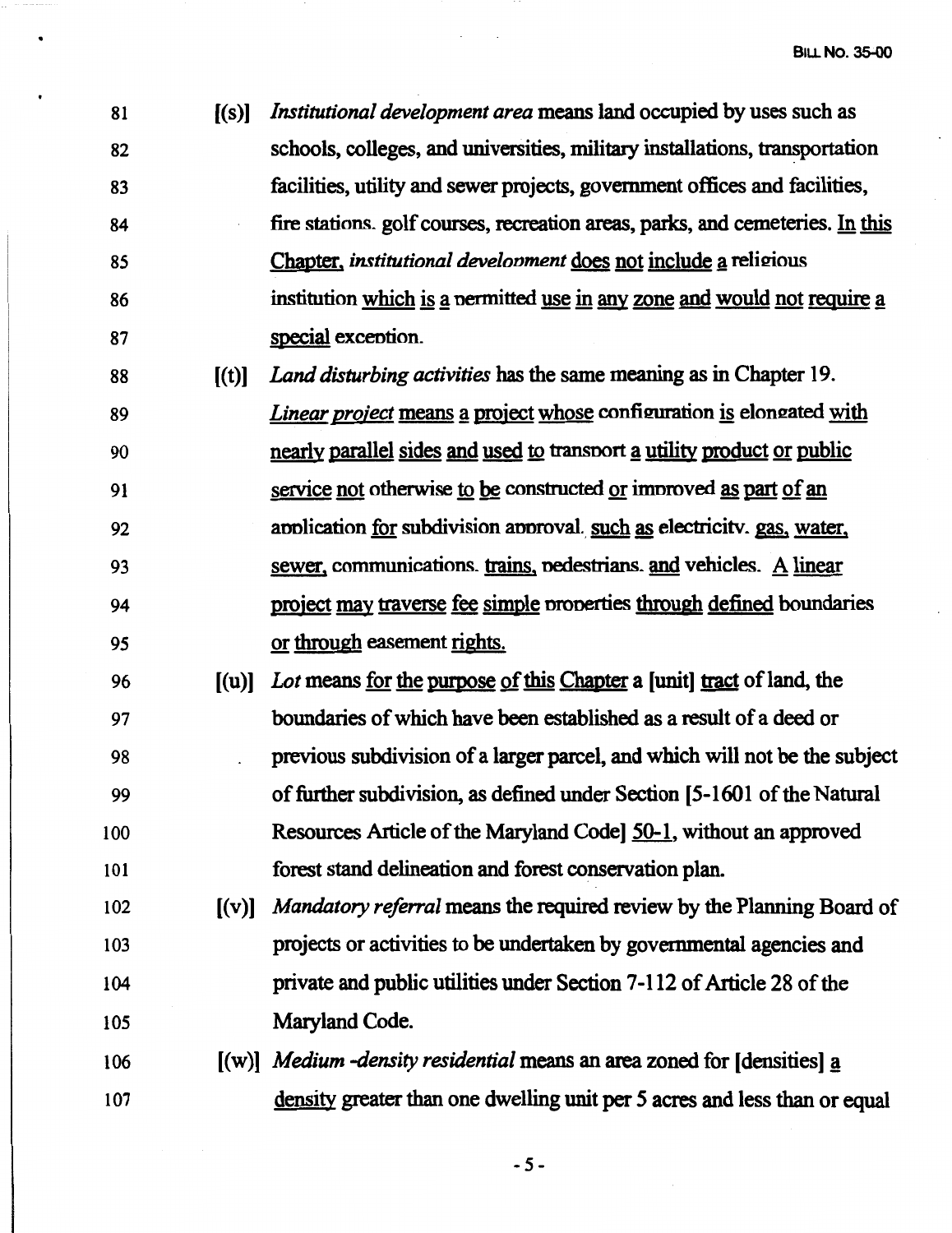81 [(s)] *Institutional development area* means land occupied by uses such as
82 schools, colleges, and universities, military installations, transportation
83 facilities, utility and sewer projects, government offices and facilities,
84 fire stations, golf courses, recreation areas, parks, and cemeteries. In this
85 Chapter, *institutional development* does not include a religious
86 institution which is a permitted use in any zone and would not require a
87 special exception.

88 [(t)] *Land disturbing activities* has the same meaning as in Chapter 19.
89 *Linear project* means a project whose configuration is elongated with
90 nearly parallel sides and used to transport a utility product or public
91 service not otherwise to be constructed or improved as part of an
92 application for subdivision approval, such as electricity, gas, water,
93 sewer, communications, trains, pedestrians, and vehicles. A linear
94 project may traverse fee simple properties through defined boundaries
95 or through easement rights.

96 [(u)] *Lot* means for the purpose of this Chapter a [unit] tract of land, the
97 boundaries of which have been established as a result of a deed or
98 previous subdivision of a larger parcel, and which will not be the subject
99 of further subdivision, as defined under Section [5-1601 of the Natural
100 Resources Article of the Maryland Code] 50-1, without an approved
101 forest stand delineation and forest conservation plan.

102 [(v)] *Mandatory referral* means the required review by the Planning Board of
103 projects or activities to be undertaken by governmental agencies and
104 private and public utilities under Section 7-112 of Article 28 of the
105 Maryland Code.

106 [(w)] *Medium -density residential* means an area zoned for [densities] a
107 density greater than one dwelling unit per 5 acres and less than or equal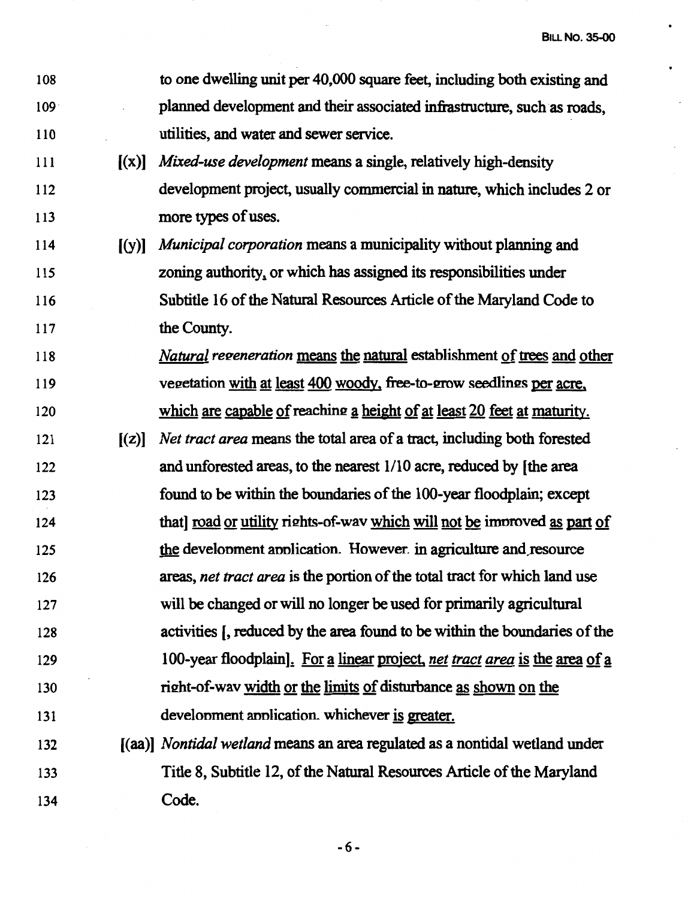108 to one dwelling unit per 40,000 square feet, including both existing and
109 planned development and their associated infrastructure, such as roads,
110 utilities, and water and sewer service.

111 [(x)] *Mixed-use development* means a single, relatively high-density
112 development project, usually commercial in nature, which includes 2 or
113 more types of uses.

114 [(y)] *Municipal corporation* means a municipality without planning and
115 zoning authority, or which has assigned its responsibilities under
116 Subtitle 16 of the Natural Resources Article of the Maryland Code to
117 the County.

118 *Natural regeneration* means the natural establishment of trees and other
119 vegetation with at least 400 woody, free-to-grow seedlings per acre,
120 which are capable of reaching a height of at least 20 feet at maturity.

121 [(z)] *Net tract area* means the total area of a tract, including both forested
122 and unforested areas, to the nearest 1/10 acre, reduced by [the area
123 found to be within the boundaries of the 100-year floodplain; except
124 that] road or utility rights-of-way which will not be improved as part of
125 the development application. However, in agriculture and resource
126 areas, *net tract area* is the portion of the total tract for which land use
127 will be changed or will no longer be used for primarily agricultural
128 activities [, reduced by the area found to be within the boundaries of the
129 100-year floodplain]. For a linear project, *net tract area* is the area of a
130 right-of-way width or the limits of disturbance as shown on the
131 development application, whichever is greater.

132 [(aa)] *Nontidal wetland* means an area regulated as a nontidal wetland under
133 Title 8, Subtitle 12, of the Natural Resources Article of the Maryland
134 Code.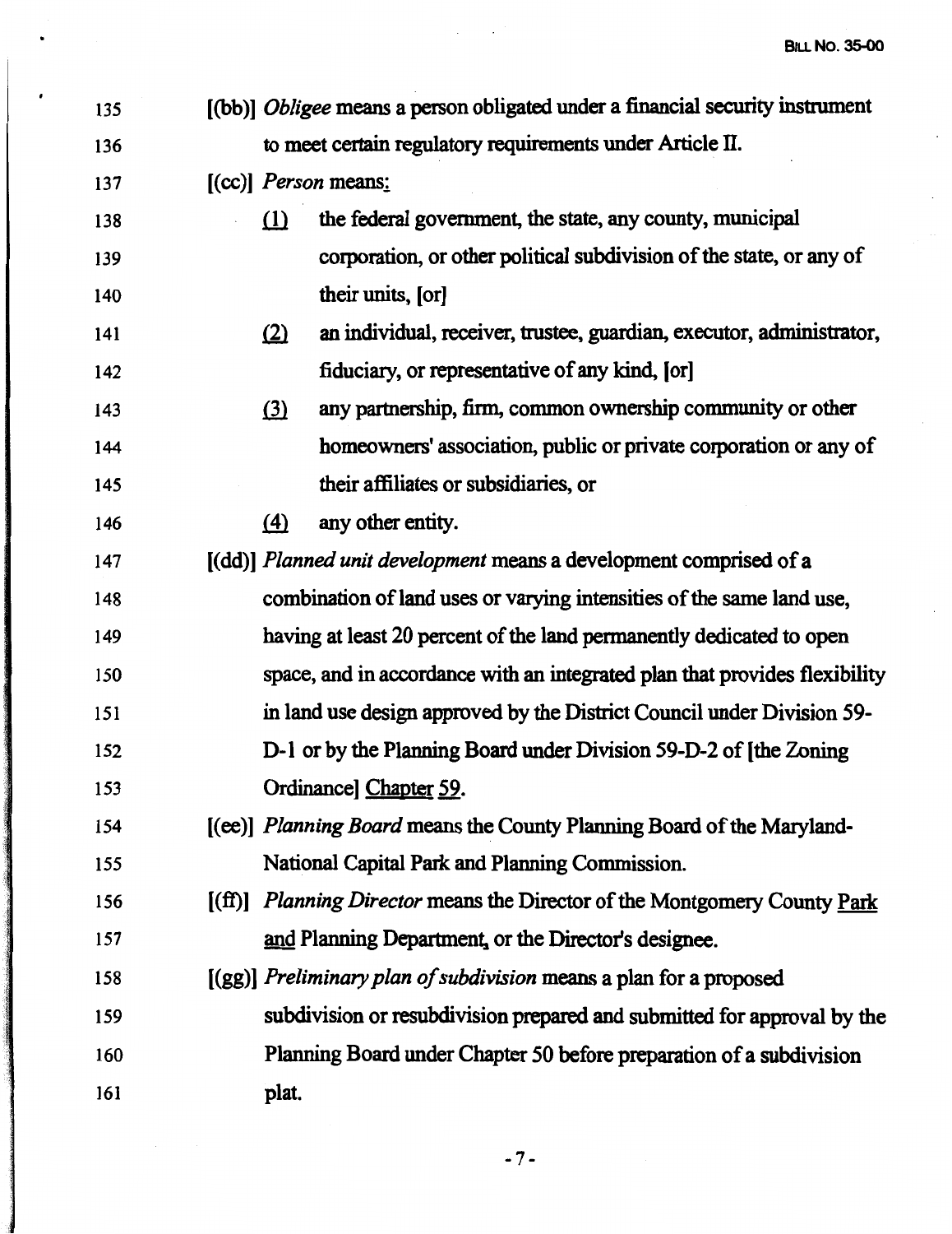135 [(bb)] *Obligee* means a person obligated under a financial security instrument
136 to meet certain regulatory requirements under Article II.
137 [(cc)] *Person* means:
138 (1) the federal government, the state, any county, municipal
139 corporation, or other political subdivision of the state, or any of
140 their units, [or]
141 (2) an individual, receiver, trustee, guardian, executor, administrator,
142 fiduciary, or representative of any kind, [or]
143 (3) any partnership, firm, common ownership community or other
144 homeowners' association, public or private corporation or any of
145 their affiliates or subsidiaries, or
146 (4) any other entity.
147 [(dd)] *Planned unit development* means a development comprised of a
148 combination of land uses or varying intensities of the same land use,
149 having at least 20 percent of the land permanently dedicated to open
150 space, and in accordance with an integrated plan that provides flexibility
151 in land use design approved by the District Council under Division 59-
152 D-1 or by the Planning Board under Division 59-D-2 of [the Zoning
153 Ordinance] Chapter 59.
154 [(ee)] *Planning Board* means the County Planning Board of the Maryland-
155 National Capital Park and Planning Commission.
156 [(ff)] *Planning Director* means the Director of the Montgomery County Park
157 and Planning Department, or the Director's designee.
158 [(gg)] *Preliminary plan of subdivision* means a plan for a proposed
159 subdivision or resubdivision prepared and submitted for approval by the
160 Planning Board under Chapter 50 before preparation of a subdivision
161 plat.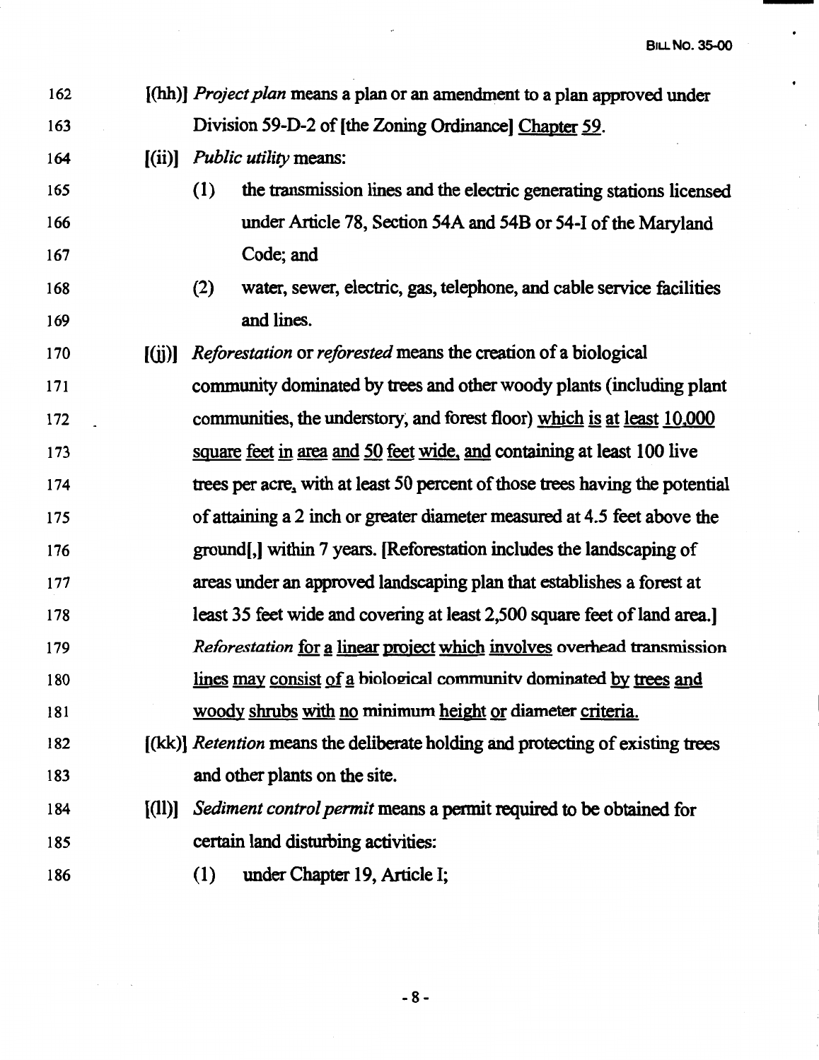162 [(hh)] *Project plan* means a plan or an amendment to a plan approved under
163 Division 59-D-2 of [the Zoning Ordinance] <u>Chapter 59</u>.

164 [(ii)] *Public utility* means:

165 (1) the transmission lines and the electric generating stations licensed
166 under Article 78, Section 54A and 54B or 54-I of the Maryland
167 Code; and

168 (2) water, sewer, electric, gas, telephone, and cable service facilities
169 and lines.

170 [(jj)] *Reforestation* or *reforested* means the creation of a biological
171 community dominated by trees and other woody plants (including plant
172 communities, the understory, and forest floor) <u>which is at least 10,000</u>
173 <u>square feet in area and 50 feet wide, and</u> containing at least 100 live
174 trees per acre<u>,</u> with at least 50 percent of those trees having the potential
175 of attaining a 2 inch or greater diameter measured at 4.5 feet above the
176 ground[,] within 7 years. [Reforestation includes the landscaping of
177 areas under an approved landscaping plan that establishes a forest at
178 least 35 feet wide and covering at least 2,500 square feet of land area.]
179 *Reforestation* <u>for a linear project which involves</u> overhead transmission
180 <u>lines may consist of a</u> biological community dominated <u>by trees and</u>
181 <u>woody shrubs with no</u> minimum <u>height or</u> diameter <u>criteria.</u>

182 [(kk)] *Retention* means the deliberate holding and protecting of existing trees
183 and other plants on the site.

184 [(ll)] *Sediment control permit* means a permit required to be obtained for
185 certain land disturbing activities:

186 (1) under Chapter 19, Article I;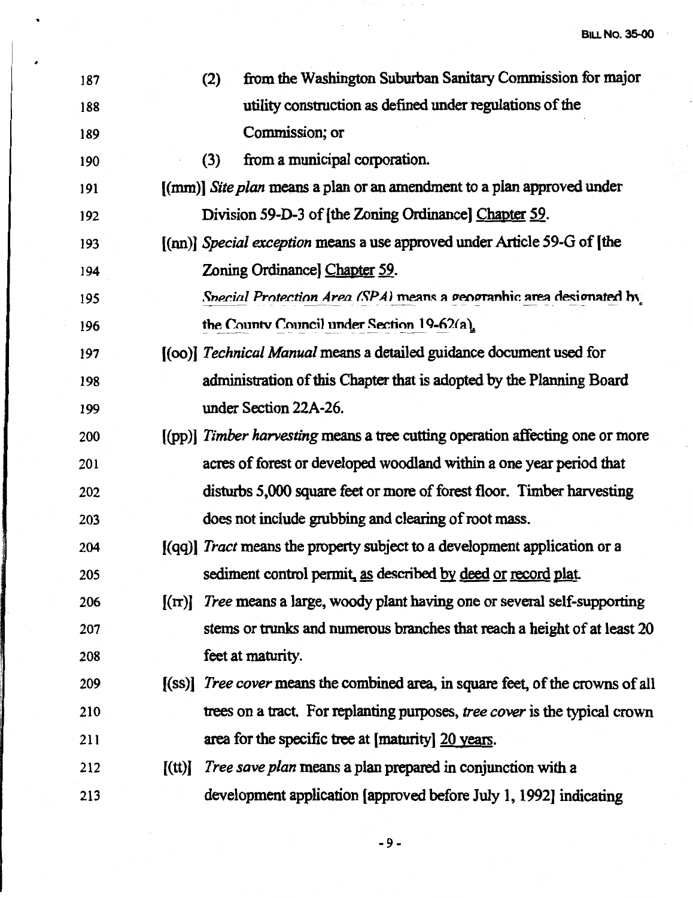187 (2) from the Washington Suburban Sanitary Commission for major
188 utility construction as defined under regulations of the
189 Commission; or
190 (3) from a municipal corporation.
191 [(mm)] *Site plan* means a plan or an amendment to a plan approved under
192 Division 59-D-3 of [the Zoning Ordinance] Chapter 59.
193 [(nn)] *Special exception* means a use approved under Article 59-G of [the
194 Zoning Ordinance] Chapter 59.
195 *Special Protection Area (SPA)* means a geographic area designated by
196 the County Council under Section 19-62(a).
197 [(oo)] *Technical Manual* means a detailed guidance document used for
198 administration of this Chapter that is adopted by the Planning Board
199 under Section 22A-26.
200 [(pp)] *Timber harvesting* means a tree cutting operation affecting one or more
201 acres of forest or developed woodland within a one year period that
202 disturbs 5,000 square feet or more of forest floor. Timber harvesting
203 does not include grubbing and clearing of root mass.
204 [(qq)] *Tract* means the property subject to a development application or a
205 sediment control permit, as described by deed or record plat.
206 [(rr)] *Tree* means a large, woody plant having one or several self-supporting
207 stems or trunks and numerous branches that reach a height of at least 20
208 feet at maturity.
209 [(ss)] *Tree cover* means the combined area, in square feet, of the crowns of all
210 trees on a tract. For replanting purposes, *tree cover* is the typical crown
211 area for the specific tree at [maturity] 20 years.
212 [(tt)] *Tree save plan* means a plan prepared in conjunction with a
213 development application [approved before July 1, 1992] indicating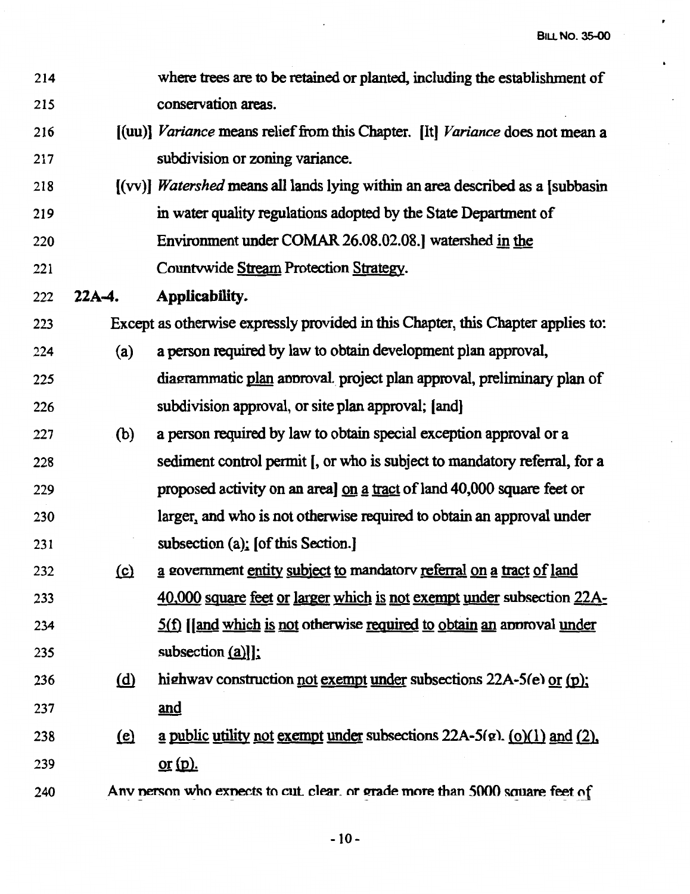214 where trees are to be retained or planted, including the establishment of
215 conservation areas.

216 [(uu)] *Variance* means relief from this Chapter. [It] *Variance* does not mean a
217 subdivision or zoning variance.

218 [(vv)] *Watershed* means all lands lying within an area described as a [subbasin
219 in water quality regulations adopted by the State Department of
220 Environment under COMAR 26.08.02.08.] watershed in the
221 Countywide Stream Protection Strategy.

222 **22A-4. Applicability.**

223 Except as otherwise expressly provided in this Chapter, this Chapter applies to:

224 (a) a person required by law to obtain development plan approval,
225 diagrammatic plan approval, project plan approval, preliminary plan of
226 subdivision approval, or site plan approval; [and]

227 (b) a person required by law to obtain special exception approval or a
228 sediment control permit [, or who is subject to mandatory referral, for a
229 proposed activity on an area] on a tract of land 40,000 square feet or
230 larger, and who is not otherwise required to obtain an approval under
231 subsection (a); [of this Section.]

232 (c) a government entity subject to mandatory referral on a tract of land
233 40,000 square feet or larger which is not exempt under subsection 22A-
234 5(f) [[and which is not otherwise required to obtain an approval under
235 subsection (a)]];

236 (d) highway construction not exempt under subsections 22A-5(e) or (p);
237 and

238 (e) a public utility not exempt under subsections 22A-5(g), (o)(1) and (2),
239 or (p).

240 Any person who expects to cut, clear, or grade more than 5000 square feet of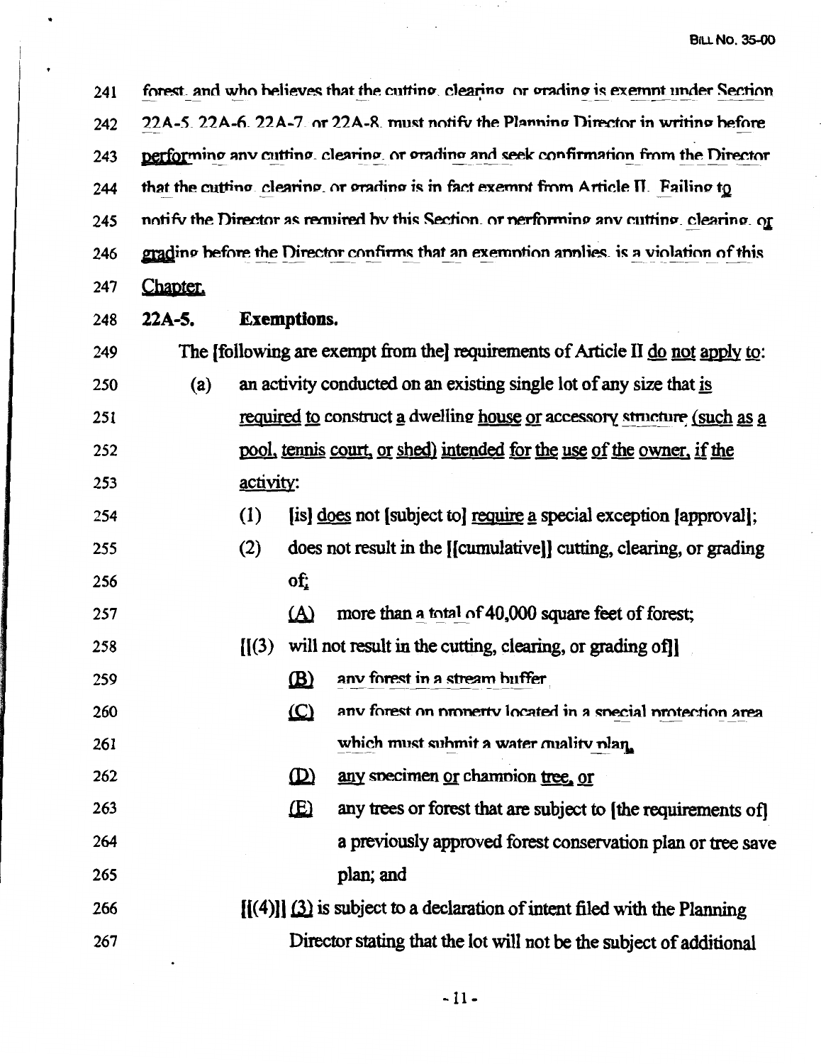241 forest, and who believes that the cutting, clearing, or grading is exempt under Section
242 22A-5, 22A-6, 22A-7, or 22A-8, must notify the Planning Director in writing before
243 performing any cutting, clearing, or grading and seek confirmation from the Director
244 that the cutting, clearing, or grading is in fact exempt from Article II. Failing to
245 notify the Director as required by this Section, or performing any cutting, clearing, or
246 grading before the Director confirms that an exemption applies, is a violation of this
247 Chapter.

248 **22A-5. Exemptions.**

249 The [following are exempt from the] requirements of Article II do not apply to:

250 (a) an activity conducted on an existing single lot of any size that is
251 required to construct a dwelling house or accessory structure (such as a
252 pool, tennis court, or shed) intended for the use of the owner, if the
253 activity:

254 (1) [is] does not [subject to] require a special exception [approval];

255 (2) does not result in the [[cumulative]] cutting, clearing, or grading
256 of:

257 (A) more than a total of 40,000 square feet of forest;

258 [[(3) will not result in the cutting, clearing, or grading of]]

259 (B) any forest in a stream buffer,

260 (C) any forest on property located in a special protection area
261 which must submit a water quality plan,

262 (D) any specimen or champion tree, or

263 (E) any trees or forest that are subject to [the requirements of]
264 a previously approved forest conservation plan or tree save
265 plan; and

266 [[(4)]] (3) is subject to a declaration of intent filed with the Planning
267 Director stating that the lot will not be the subject of additional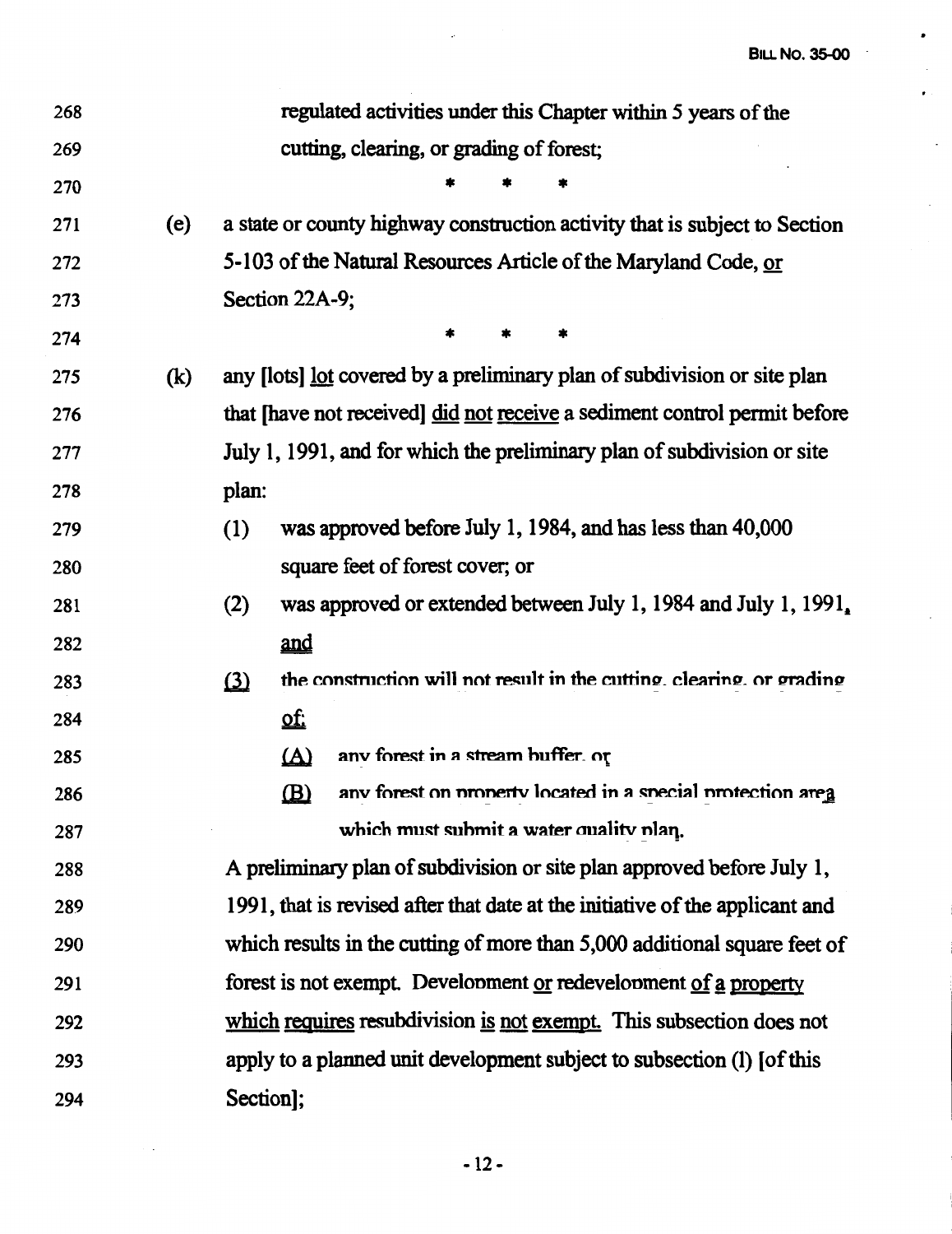regulated activities under this Chapter within 5 years of the cutting, clearing, or grading of forest;

\* \* \*

(e) a state or county highway construction activity that is subject to Section 5-103 of the Natural Resources Article of the Maryland Code, <u>or Section 22A-9</u>;

\* \* \*

(k) any [lots] <u>lot</u> covered by a preliminary plan of subdivision or site plan that [have not received] <u>did not receive</u> a sediment control permit before July 1, 1991, and for which the preliminary plan of subdivision or site plan:

(1) was approved before July 1, 1984, and has less than 40,000 square feet of forest cover; or

(2) was approved or extended between July 1, 1984 and July 1, 1991<u>, and</u>

<u>(3)</u> <u>the construction will not result in the cutting, clearing, or grading of:</u>

<u>(A)</u> <u>any forest in a stream buffer, or</u>

<u>(B)</u> <u>any forest on property located in a special protection area which must submit a water quality plan.</u>

A preliminary plan of subdivision or site plan approved before July 1, 1991, that is revised after that date at the initiative of the applicant and which results in the cutting of more than 5,000 additional square feet of forest is not exempt. <u>Development or redevelopment of a property which requires resubdivision is not exempt.</u> This subsection does not apply to a planned unit development subject to subsection (l) [of this Section];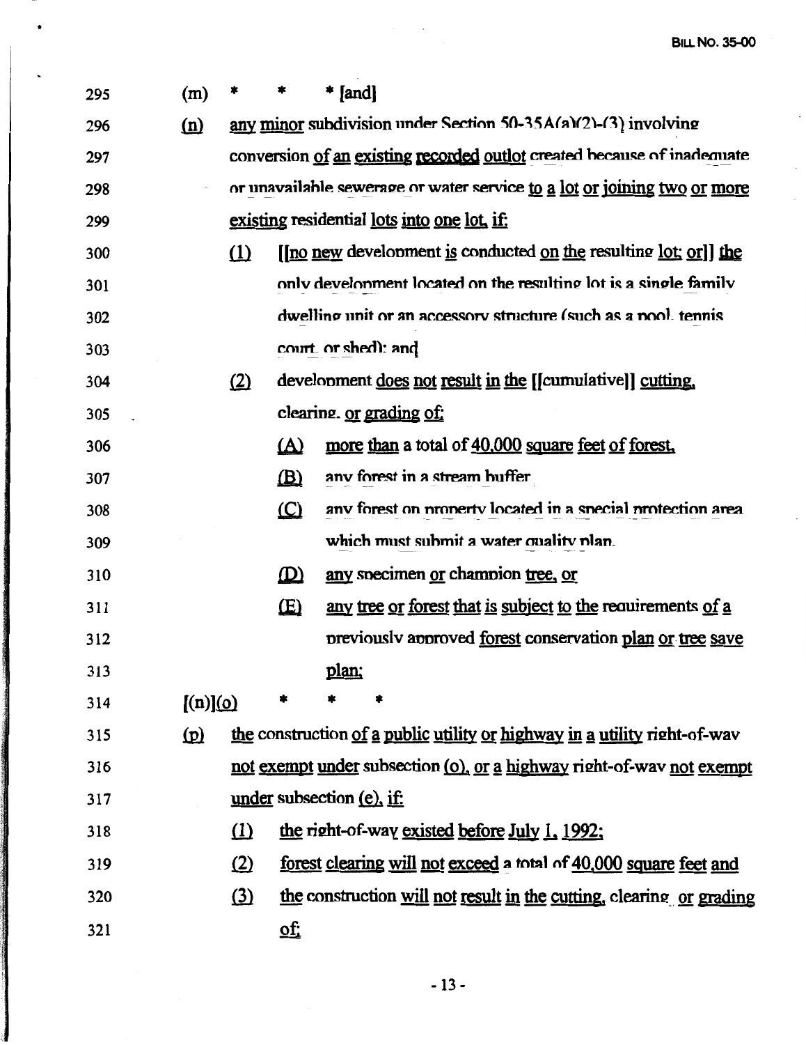295 (m) * * * [and]

296 (n) any minor subdivision under Section 50-35A(a)(2)-(3) involving

297 conversion of an existing recorded outlot created because of inadequate

298 or unavailable sewerage or water service to a lot or joining two or more

299 existing residential lots into one lot, if:

300 (1) [[no new development is conducted on the resulting lot; or]] the

301 only development located on the resulting lot is a single family

302 dwelling unit or an accessory structure (such as a pool, tennis

303 court, or shed); and

304 (2) development does not result in the [[cumulative]] cutting,

305 clearing, or grading of:

306 (A) more than a total of 40,000 square feet of forest,

307 (B) any forest in a stream buffer,

308 (C) any forest on property located in a special protection area

309 which must submit a water quality plan,

310 (D) any specimen or champion tree, or

311 (E) any tree or forest that is subject to the requirements of a

312 previously approved forest conservation plan or tree save

313 plan;

314 [(n)](o) * * *

315 (p) the construction of a public utility or highway in a utility right-of-way

316 not exempt under subsection (o), or a highway right-of-way not exempt

317 under subsection (e), if:

318 (1) the right-of-way existed before July 1, 1992;

319 (2) forest clearing will not exceed a total of 40,000 square feet and

320 (3) the construction will not result in the cutting, clearing, or grading

321 of: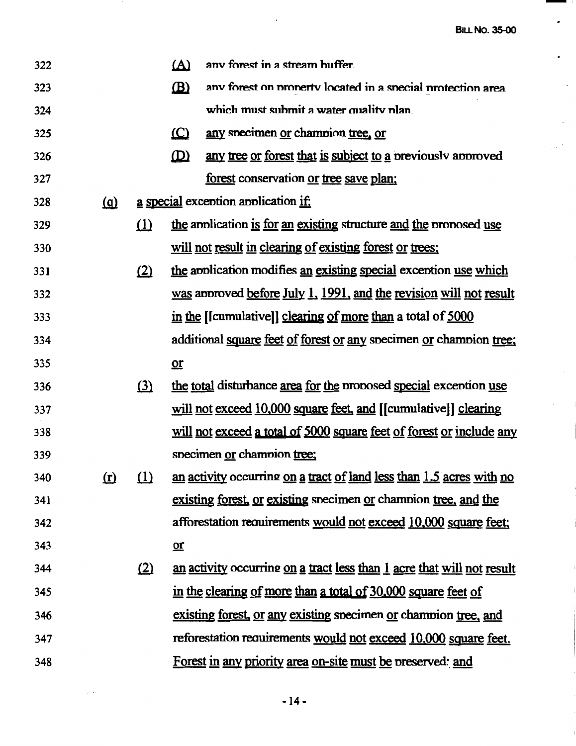322 (A) any forest in a stream buffer,

323 (B) any forest on property located in a special protection area

324 which must submit a water quality plan,

325 (C) any specimen or champion tree, or

326 (D) any tree or forest that is subject to a previously approved

327 forest conservation or tree save plan;

328 (q) a special exception application if:

329 (1) the application is for an existing structure and the proposed use

330 will not result in clearing of existing forest or trees;

331 (2) the application modifies an existing special exception use which

332 was approved before July 1, 1991, and the revision will not result

333 in the [[cumulative]] clearing of more than a total of 5000

334 additional square feet of forest or any specimen or champion tree;

335 or

336 (3) the total disturbance area for the proposed special exception use

337 will not exceed 10,000 square feet, and [[cumulative]] clearing

338 will not exceed a total of 5000 square feet of forest or include any

339 specimen or champion tree;

340 (r) (1) an activity occurring on a tract of land less than 1.5 acres with no

341 existing forest, or existing specimen or champion tree, and the

342 afforestation requirements would not exceed 10,000 square feet;

343 or

344 (2) an activity occurring on a tract less than 1 acre that will not result

345 in the clearing of more than a total of 30,000 square feet of

346 existing forest, or any existing specimen or champion tree, and

347 reforestation requirements would not exceed 10,000 square feet.

348 Forest in any priority area on-site must be preserved; and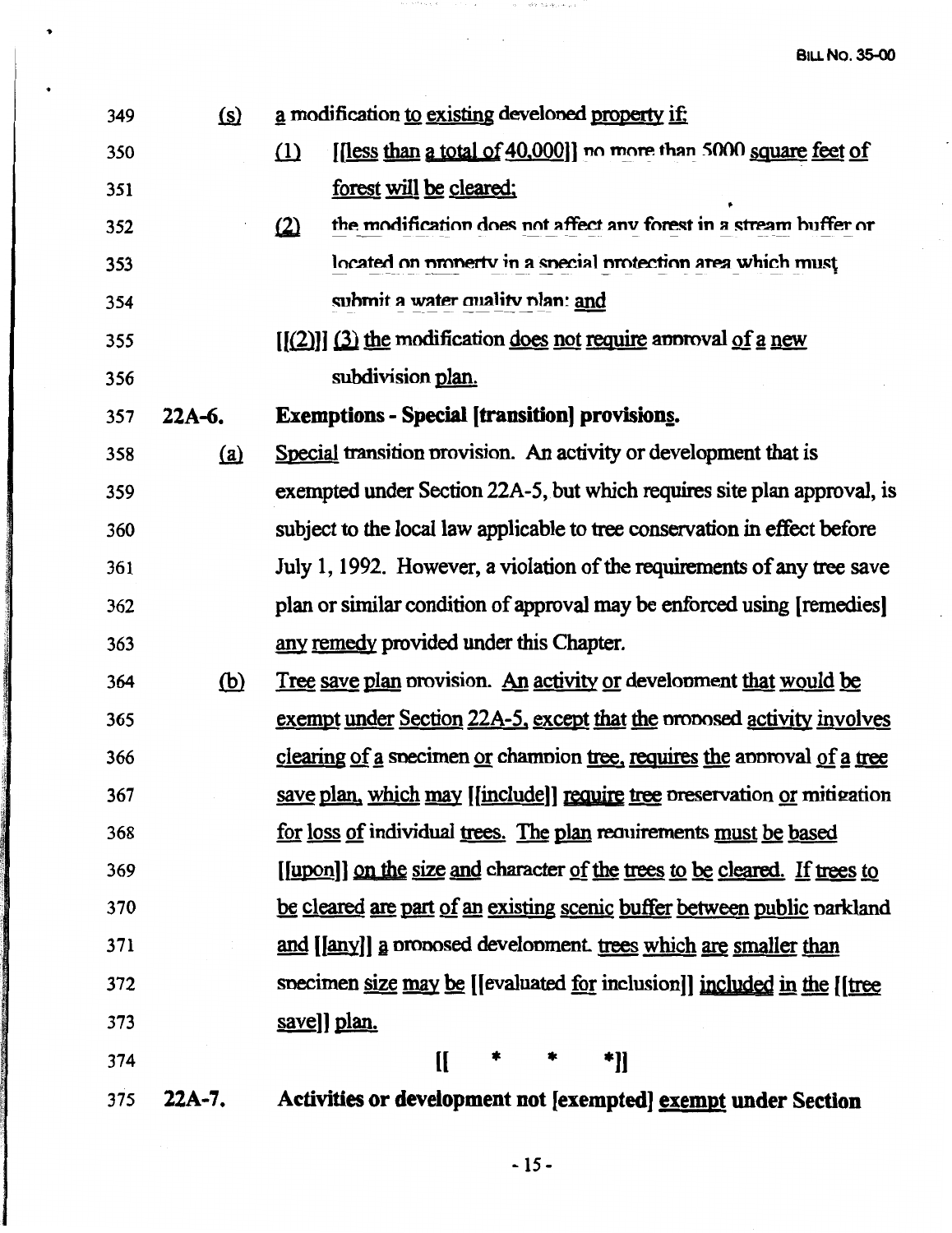349 (s) a modification to existing developed property if:

350 (1) [[less than a total of 40,000]] no more than 5000 square feet of

351 forest will be cleared;

352 (2) the modification does not affect any forest in a stream buffer or

353 located on property in a special protection area which must

354 submit a water quality plan; and

355 [[(2)]] (3) the modification does not require approval of a new

356 subdivision plan.

357 **22A-6. Exemptions - Special [transition] provisions.**

358 (a) Special transition provision. An activity or development that is

359 exempted under Section 22A-5, but which requires site plan approval, is

360 subject to the local law applicable to tree conservation in effect before

361 July 1, 1992. However, a violation of the requirements of any tree save

362 plan or similar condition of approval may be enforced using [remedies]

363 any remedy provided under this Chapter.

364 (b) Tree save plan provision. An activity or development that would be

365 exempt under Section 22A-5, except that the proposed activity involves

366 clearing of a specimen or champion tree, requires the approval of a tree

367 save plan, which may [[include]] require tree preservation or mitigation

368 for loss of individual trees. The plan requirements must be based

369 [[upon]] on the size and character of the trees to be cleared. If trees to

370 be cleared are part of an existing scenic buffer between public parkland

371 and [[any]] a proposed development, trees which are smaller than

372 specimen size may be [[evaluated for inclusion]] included in the [[tree

373 save]] plan.

374 [[ * * *]]

375 **22A-7. Activities or development not [exempted] exempt under Section**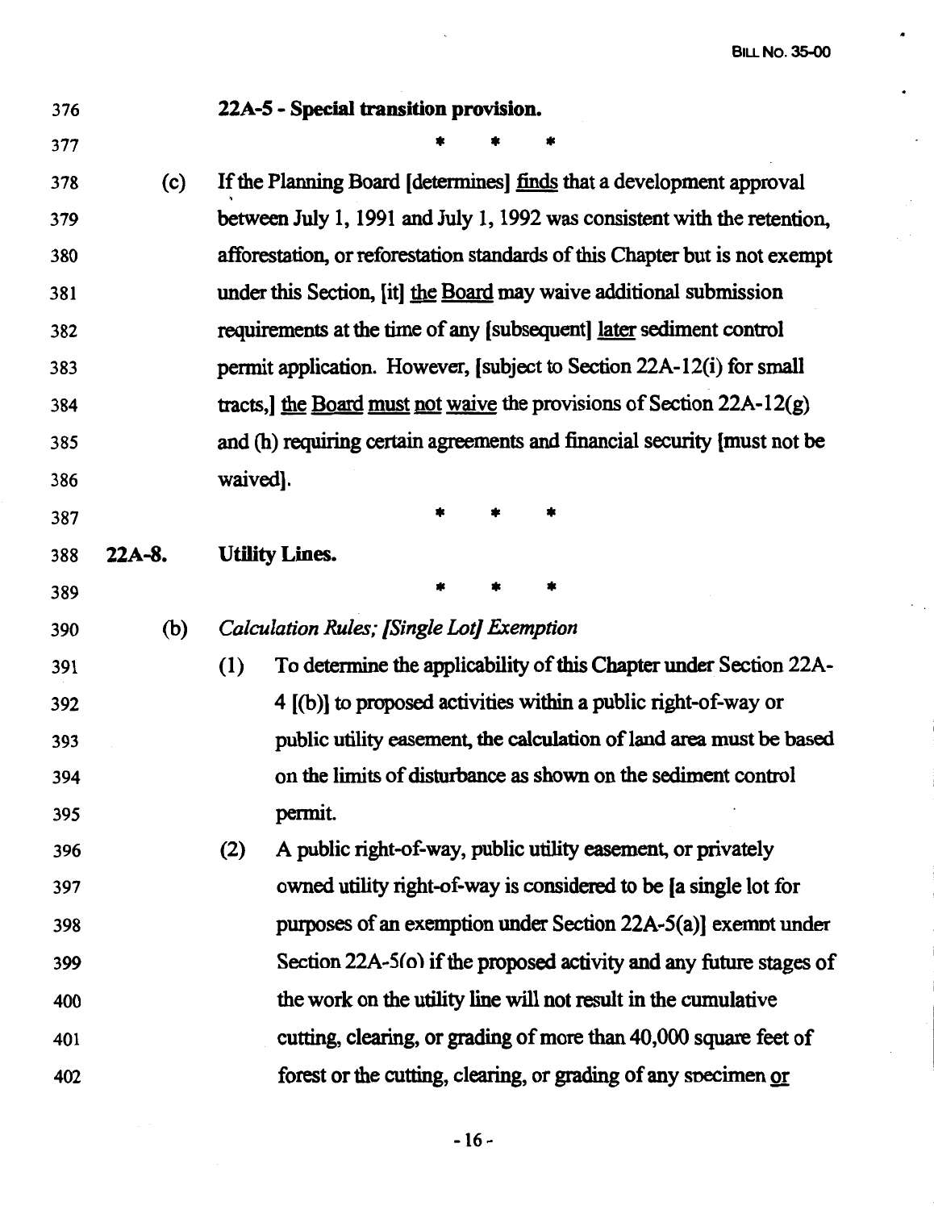**22A-5 - Special transition provision.**

\* \* \*

(c) If the Planning Board [determines] finds that a development approval between July 1, 1991 and July 1, 1992 was consistent with the retention, afforestation, or reforestation standards of this Chapter but is not exempt under this Section, [it] the Board may waive additional submission requirements at the time of any [subsequent] later sediment control permit application. However, [subject to Section 22A-12(i) for small tracts,] the Board must not waive the provisions of Section 22A-12(g) and (h) requiring certain agreements and financial security [must not be waived].

\* \* \*

**22A-8. Utility Lines.**

\* \* \*

(b) *Calculation Rules; [Single Lot] Exemption*

(1) To determine the applicability of this Chapter under Section 22A-4 [(b)] to proposed activities within a public right-of-way or public utility easement, the calculation of land area must be based on the limits of disturbance as shown on the sediment control permit.

(2) A public right-of-way, public utility easement, or privately owned utility right-of-way is considered to be [a single lot for purposes of an exemption under Section 22A-5(a)] exempt under Section 22A-5(o) if the proposed activity and any future stages of the work on the utility line will not result in the cumulative cutting, clearing, or grading of more than 40,000 square feet of forest or the cutting, clearing, or grading of any specimen or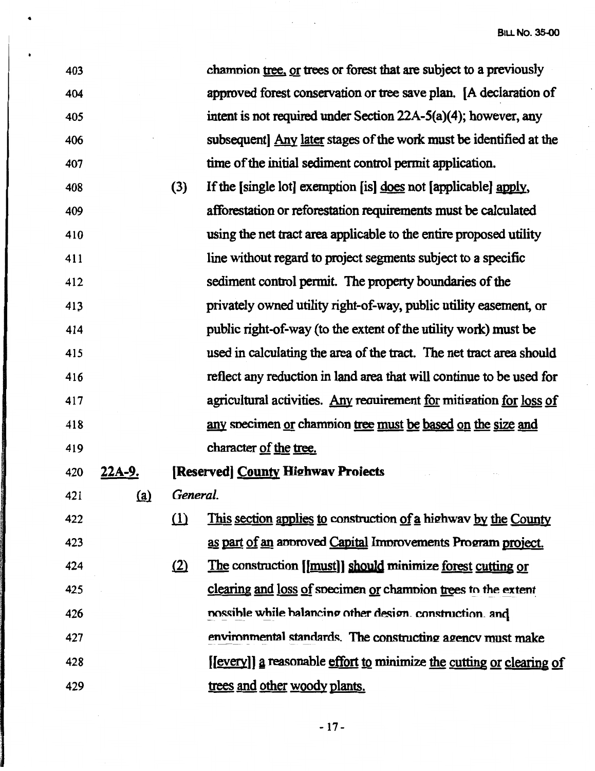403 champion tree, or trees or forest that are subject to a previously
404 approved forest conservation or tree save plan. [A declaration of
405 intent is not required under Section 22A-5(a)(4); however, any
406 subsequent] Any later stages of the work must be identified at the
407 time of the initial sediment control permit application.

408 (3) If the [single lot] exemption [is] does not [applicable] apply,
409 afforestation or reforestation requirements must be calculated
410 using the net tract area applicable to the entire proposed utility
411 line without regard to project segments subject to a specific
412 sediment control permit. The property boundaries of the
413 privately owned utility right-of-way, public utility easement, or
414 public right-of-way (to the extent of the utility work) must be
415 used in calculating the area of the tract. The net tract area should
416 reflect any reduction in land area that will continue to be used for
417 agricultural activities. Any requirement for mitigation for loss of
418 any specimen or champion tree must be based on the size and
419 character of the tree.

420 **22A-9. [Reserved] County Highway Projects**

421 (a) *General.*

422 (1) This section applies to construction of a highway by the County
423 as part of an approved Capital Improvements Program project.

424 (2) The construction [[must]] should minimize forest cutting or
425 clearing and loss of specimen or champion trees to the extent
426 possible while balancing other design, construction, and
427 environmental standards. The constructing agency must make
428 [[every]] a reasonable effort to minimize the cutting or clearing of
429 trees and other woody plants.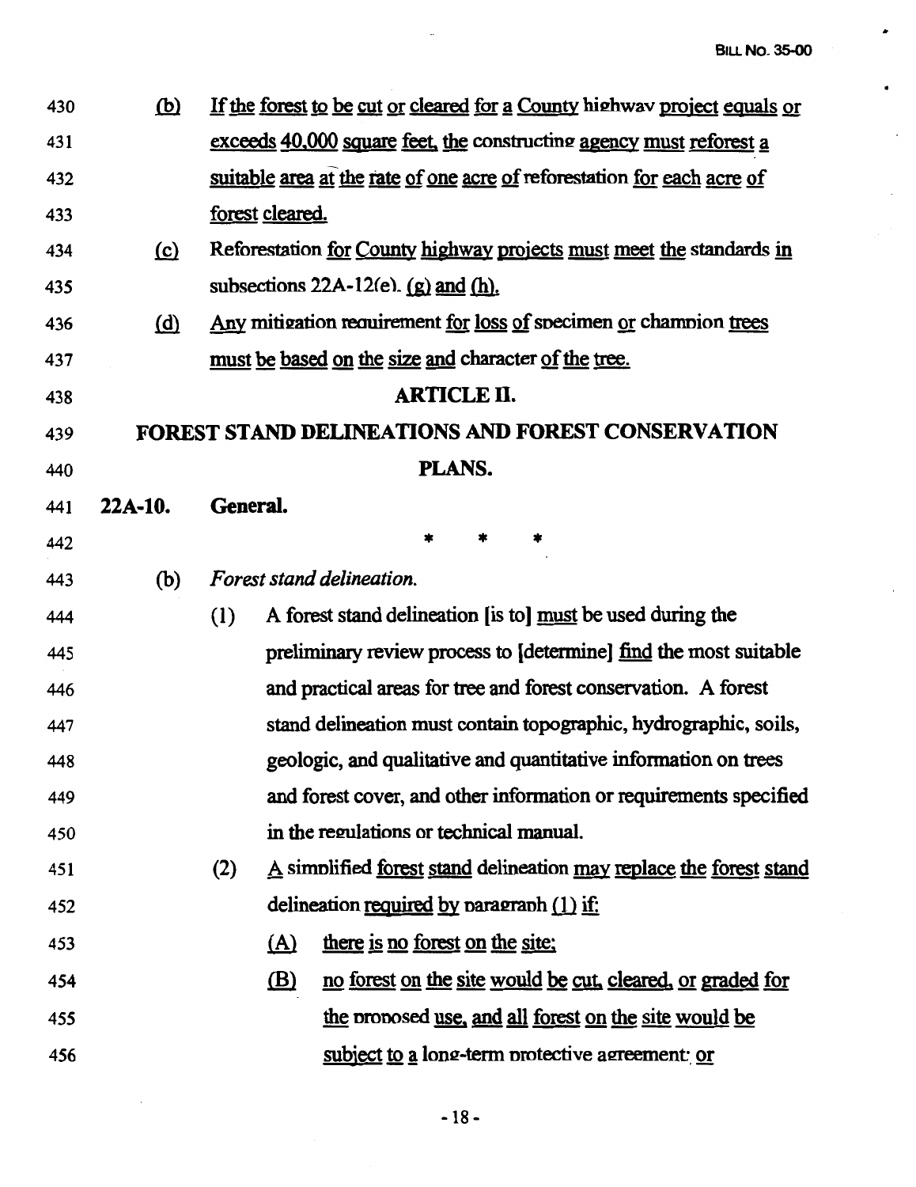(b) If the forest to be cut or cleared for a County highway project equals or exceeds 40,000 square feet, the constructing agency must reforest a suitable area at the rate of one acre of reforestation for each acre of forest cleared.

(c) Reforestation for County highway projects must meet the standards in subsections 22A-12(e), (g) and (h).

(d) Any mitigation requirement for loss of specimen or champion trees must be based on the size and character of the tree.

## ARTICLE II.

## FOREST STAND DELINEATIONS AND FOREST CONSERVATION PLANS.

**22A-10. General.**

\* \* \*

(b) *Forest stand delineation.*

(1) A forest stand delineation [is to] must be used during the preliminary review process to [determine] find the most suitable and practical areas for tree and forest conservation. A forest stand delineation must contain topographic, hydrographic, soils, geologic, and qualitative and quantitative information on trees and forest cover, and other information or requirements specified in the regulations or technical manual.

(2) A simplified forest stand delineation may replace the forest stand delineation required by paragraph (1) if:

(A) there is no forest on the site;

(B) no forest on the site would be cut, cleared, or graded for the proposed use, and all forest on the site would be subject to a long-term protective agreement; or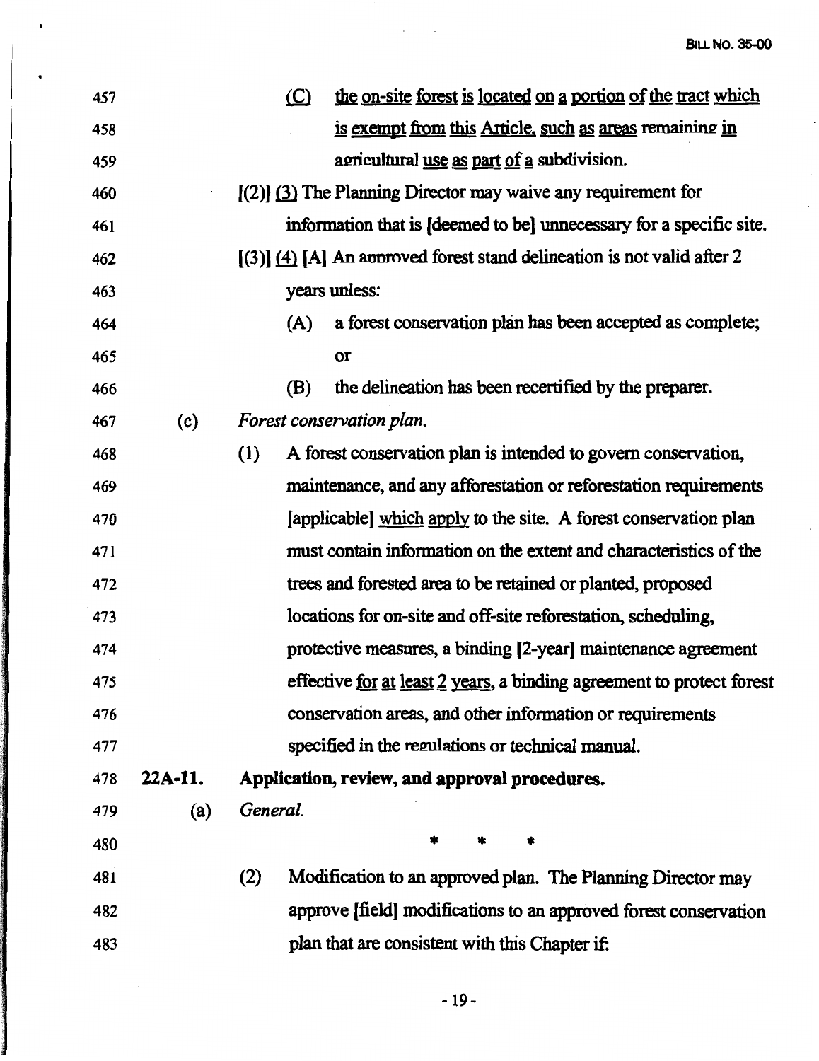457 (C) <u>the on-site forest is located on a portion of the tract which</u>
458 <u>is exempt from this Article, such as areas remaining in</u>
459 <u>agricultural use as part of a subdivision.</u>

460 [(2)] <u>(3)</u> The Planning Director may waive any requirement for
461 information that is [deemed to be] unnecessary for a specific site.

462 [(3)] <u>(4)</u> [A] An approved forest stand delineation is not valid after 2
463 years unless:

464 (A) a forest conservation plan has been accepted as complete;
465 or

466 (B) the delineation has been recertified by the preparer.

467 (c) *Forest conservation plan.*

468 (1) A forest conservation plan is intended to govern conservation,
469 maintenance, and any afforestation or reforestation requirements
470 [applicable] <u>which apply</u> to the site. A forest conservation plan
471 must contain information on the extent and characteristics of the
472 trees and forested area to be retained or planted, proposed
473 locations for on-site and off-site reforestation, scheduling,
474 protective measures, a binding [2-year] maintenance agreement
475 effective <u>for at least 2 years</u>, a binding agreement to protect forest
476 conservation areas, and other information or requirements
477 specified in the regulations or technical manual.

478 **22A-11. Application, review, and approval procedures.**

479 (a) *General.*

480 \* \* \*

481 (2) Modification to an approved plan. The Planning Director may
482 approve [field] modifications to an approved forest conservation
483 plan that are consistent with this Chapter if: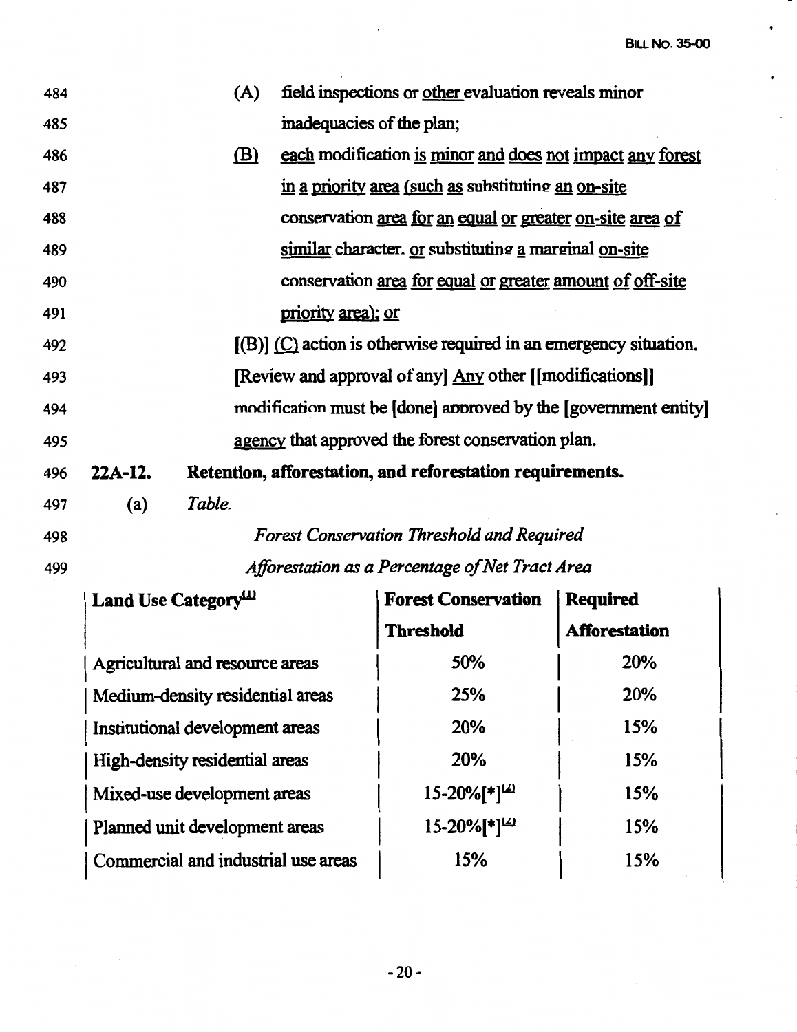484 (A) field inspections or other evaluation reveals minor
485 inadequacies of the plan;
486 (B) each modification is minor and does not impact any forest
487 in a priority area (such as substituting an on-site
488 conservation area for an equal or greater on-site area of
489 similar character, or substituting a marginal on-site
490 conservation area for equal or greater amount of off-site
491 priority area); or
492 [(B)] (C) action is otherwise required in an emergency situation.
493 [Review and approval of any] Any other [[modifications]]
494 modification must be [done] approved by the [government entity]
495 agency that approved the forest conservation plan.

496 **22A-12. Retention, afforestation, and reforestation requirements.**

497 (a) *Table.*

498 *Forest Conservation Threshold and Required*
499 *Afforestation as a Percentage of Net Tract Area*

| Land Use Category[1] | Forest Conservation Threshold | Required Afforestation |
|---|---|---|
| Agricultural and resource areas | 50% | 20% |
| Medium-density residential areas | 25% | 20% |
| Institutional development areas | 20% | 15% |
| High-density residential areas | 20% | 15% |
| Mixed-use development areas | 15-20%[*][2] | 15% |
| Planned unit development areas | 15-20%[*][2] | 15% |
| Commercial and industrial use areas | 15% | 15% |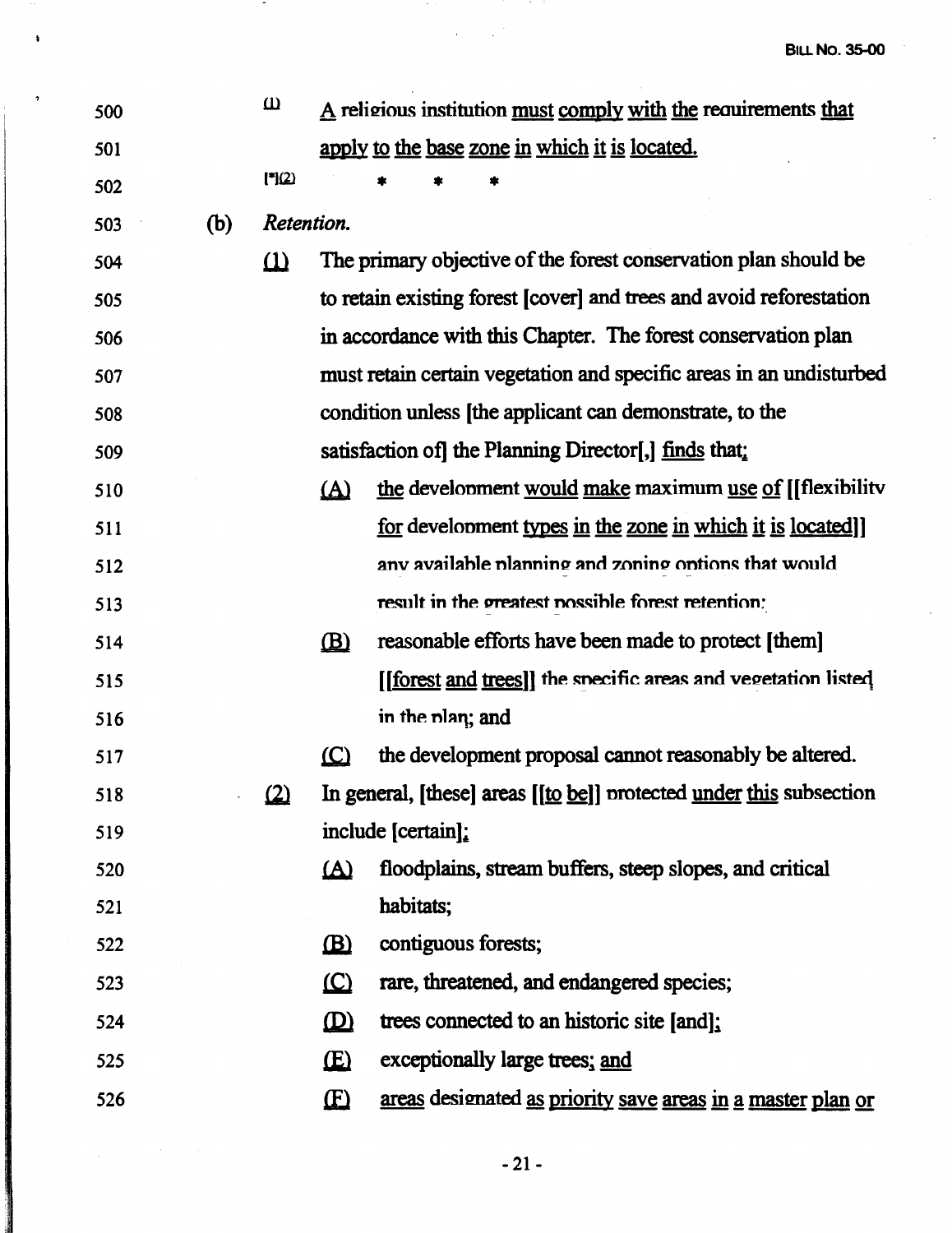500 (1) A religious institution must comply with the requirements that
501 apply to the base zone in which it is located.

502 [*](2) * * *

503 (b) *Retention.*

504 (1) The primary objective of the forest conservation plan should be
505 to retain existing forest [cover] and trees and avoid reforestation
506 in accordance with this Chapter. The forest conservation plan
507 must retain certain vegetation and specific areas in an undisturbed
508 condition unless [the applicant can demonstrate, to the
509 satisfaction of] the Planning Director[,] finds that:

510 (A) the development would make maximum use of [[flexibility
511 for development types in the zone in which it is located]]
512 any available planning and zoning options that would
513 result in the greatest possible forest retention;

514 (B) reasonable efforts have been made to protect [them]
515 [[forest and trees]] the specific areas and vegetation listed
516 in the plan; and

517 (C) the development proposal cannot reasonably be altered.

518 (2) In general, [these] areas [[to be]] protected under this subsection
519 include [certain]:

520 (A) floodplains, stream buffers, steep slopes, and critical
521 habitats;

522 (B) contiguous forests;

523 (C) rare, threatened, and endangered species;

524 (D) trees connected to an historic site [and];

525 (E) exceptionally large trees; and

526 (F) areas designated as priority save areas in a master plan or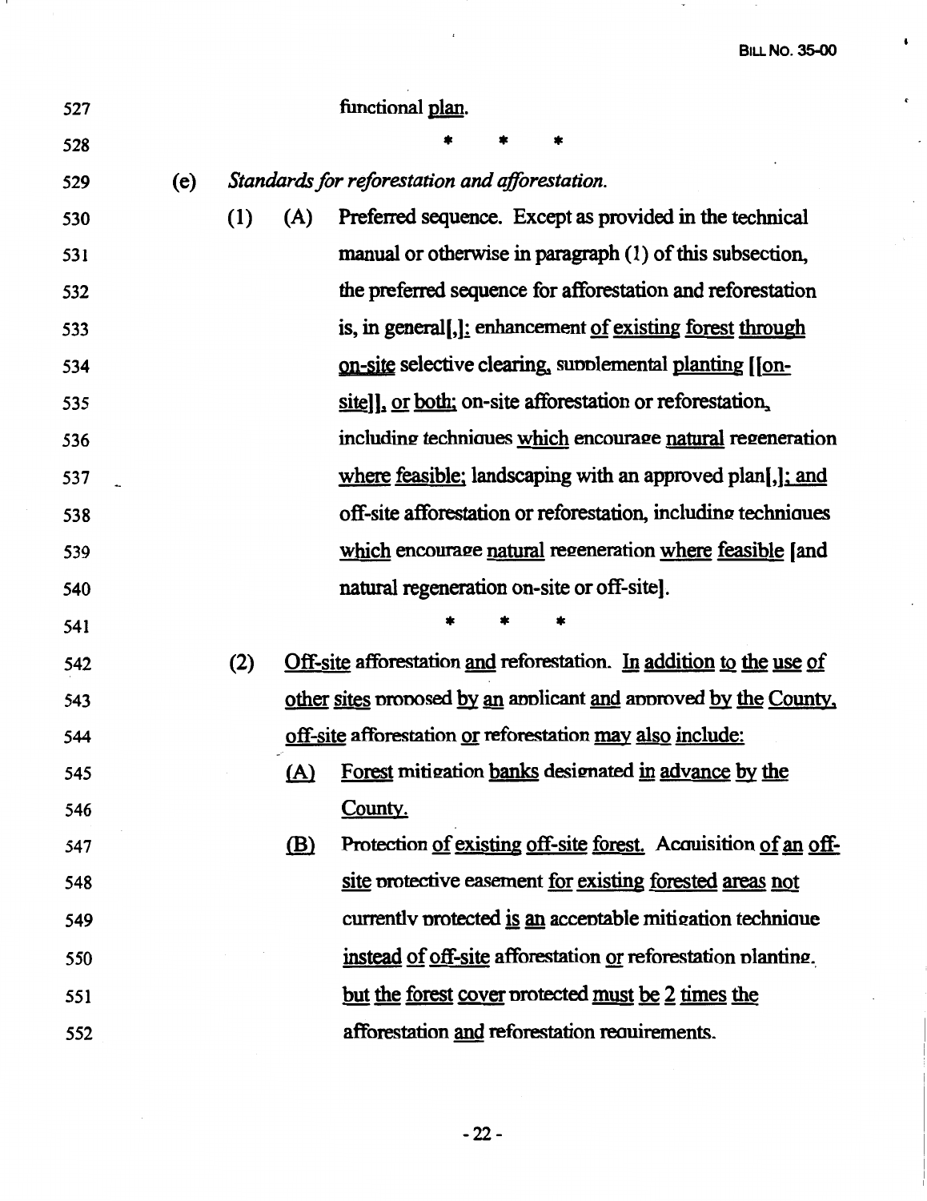527 functional plan.

528 \* \* \*

529 (e) *Standards for reforestation and afforestation.*

530 (1) (A) Preferred sequence. Except as provided in the technical

531 manual or otherwise in paragraph (1) of this subsection,

532 the preferred sequence for afforestation and reforestation

533 is, in general[,]: enhancement of existing forest through

534 on-site selective clearing, supplemental planting [[on-

535 site]], or both; on-site afforestation or reforestation,

536 including techniques which encourage natural regeneration

537 where feasible; landscaping with an approved plan[,]; and

538 off-site afforestation or reforestation, including techniques

539 which encourage natural regeneration where feasible [and

540 natural regeneration on-site or off-site].

541 \* \* \*

542 (2) Off-site afforestation and reforestation. In addition to the use of

543 other sites proposed by an applicant and approved by the County,

544 off-site afforestation or reforestation may also include:

545 (A) Forest mitigation banks designated in advance by the

546 County.

547 (B) Protection of existing off-site forest. Acquisition of an off-

548 site protective easement for existing forested areas not

549 currently protected is an acceptable mitigation technique

550 instead of off-site afforestation or reforestation planting,

551 but the forest cover protected must be 2 times the

552 afforestation and reforestation requirements.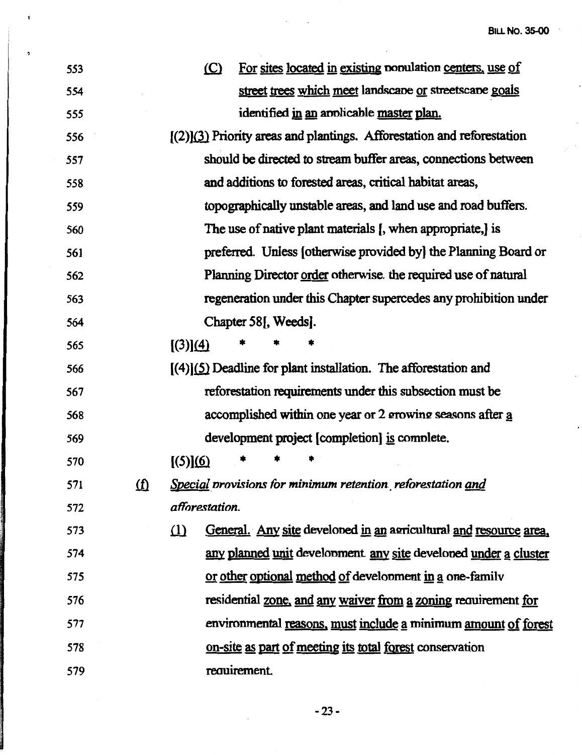553 (C) For sites located in existing population centers, use of
554 street trees which meet landscape or streetscape goals
555 identified in an applicable master plan.

556 [(2)](3) Priority areas and plantings. Afforestation and reforestation
557 should be directed to stream buffer areas, connections between
558 and additions to forested areas, critical habitat areas,
559 topographically unstable areas, and land use and road buffers.
560 The use of native plant materials [, when appropriate,] is
561 preferred. Unless [otherwise provided by] the Planning Board or
562 Planning Director order otherwise, the required use of natural
563 regeneration under this Chapter supercedes any prohibition under
564 Chapter 58[, Weeds].

565 [(3)](4) * * *

566 [(4)](5) Deadline for plant installation. The afforestation and
567 reforestation requirements under this subsection must be
568 accomplished within one year or 2 growing seasons after a
569 development project [completion] is complete.

570 [(5)](6) * * *

571 (f) *Special provisions for minimum retention, reforestation and*
572 *afforestation.*

573 (1) General. Any site developed in an agricultural and resource area,
574 any planned unit development, any site developed under a cluster
575 or other optional method of development in a one-family
576 residential zone, and any waiver from a zoning requirement for
577 environmental reasons, must include a minimum amount of forest
578 on-site as part of meeting its total forest conservation
579 requirement.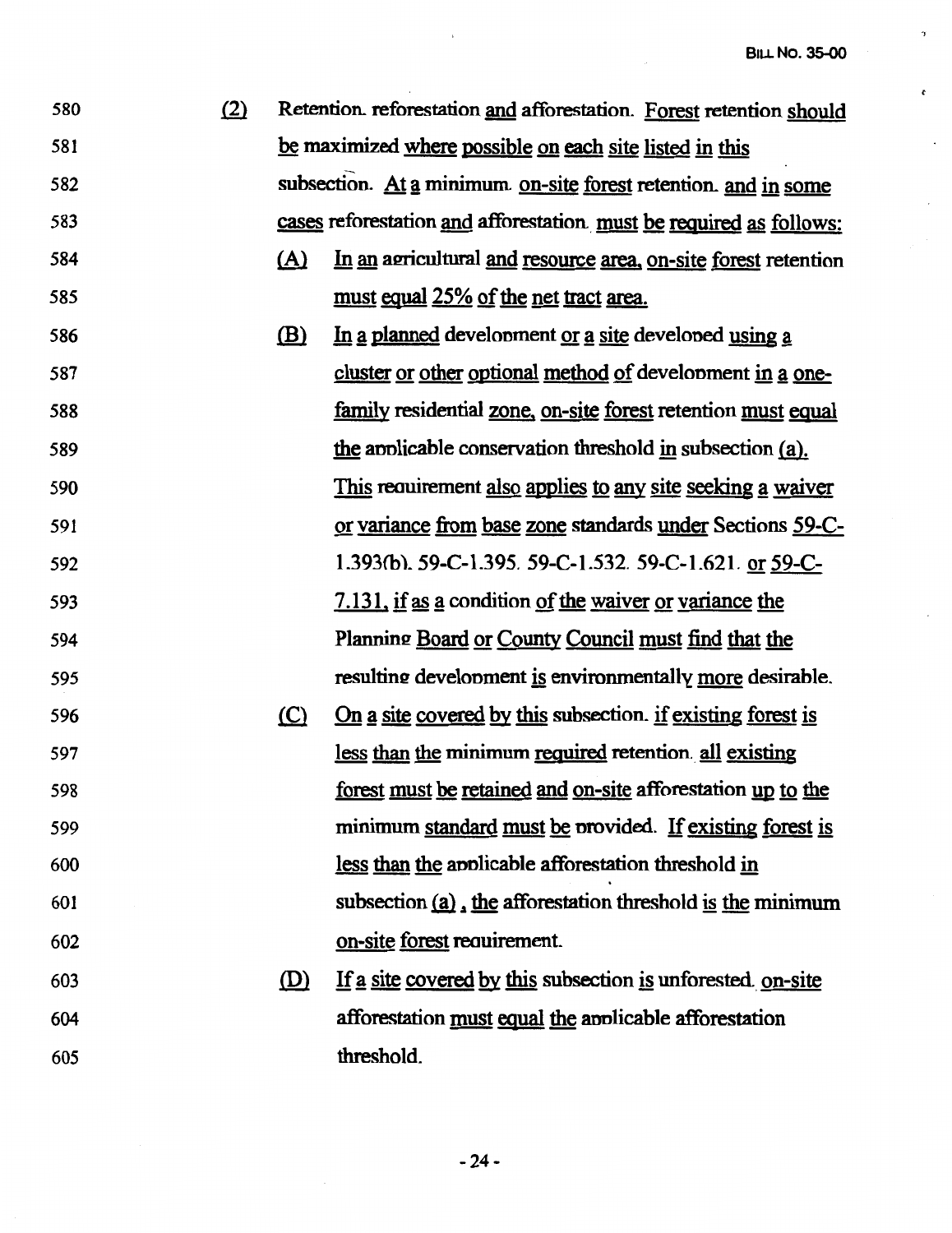(2) Retention, reforestation and afforestation. Forest retention should be maximized where possible on each site listed in this subsection. At a minimum, on-site forest retention, and in some cases reforestation and afforestation, must be required as follows:

(A) In an agricultural and resource area, on-site forest retention must equal 25% of the net tract area.

(B) In a planned development or a site developed using a cluster or other optional method of development in a one-family residential zone, on-site forest retention must equal the applicable conservation threshold in subsection (a). This requirement also applies to any site seeking a waiver or variance from base zone standards under Sections 59-C-1.393(b), 59-C-1.395, 59-C-1.532, 59-C-1.621, or 59-C-7.131, if as a condition of the waiver or variance the Planning Board or County Council must find that the resulting development is environmentally more desirable.

(C) On a site covered by this subsection, if existing forest is less than the minimum required retention, all existing forest must be retained and on-site afforestation up to the minimum standard must be provided. If existing forest is less than the applicable afforestation threshold in subsection (a), the afforestation threshold is the minimum on-site forest requirement.

(D) If a site covered by this subsection is unforested, on-site afforestation must equal the applicable afforestation threshold.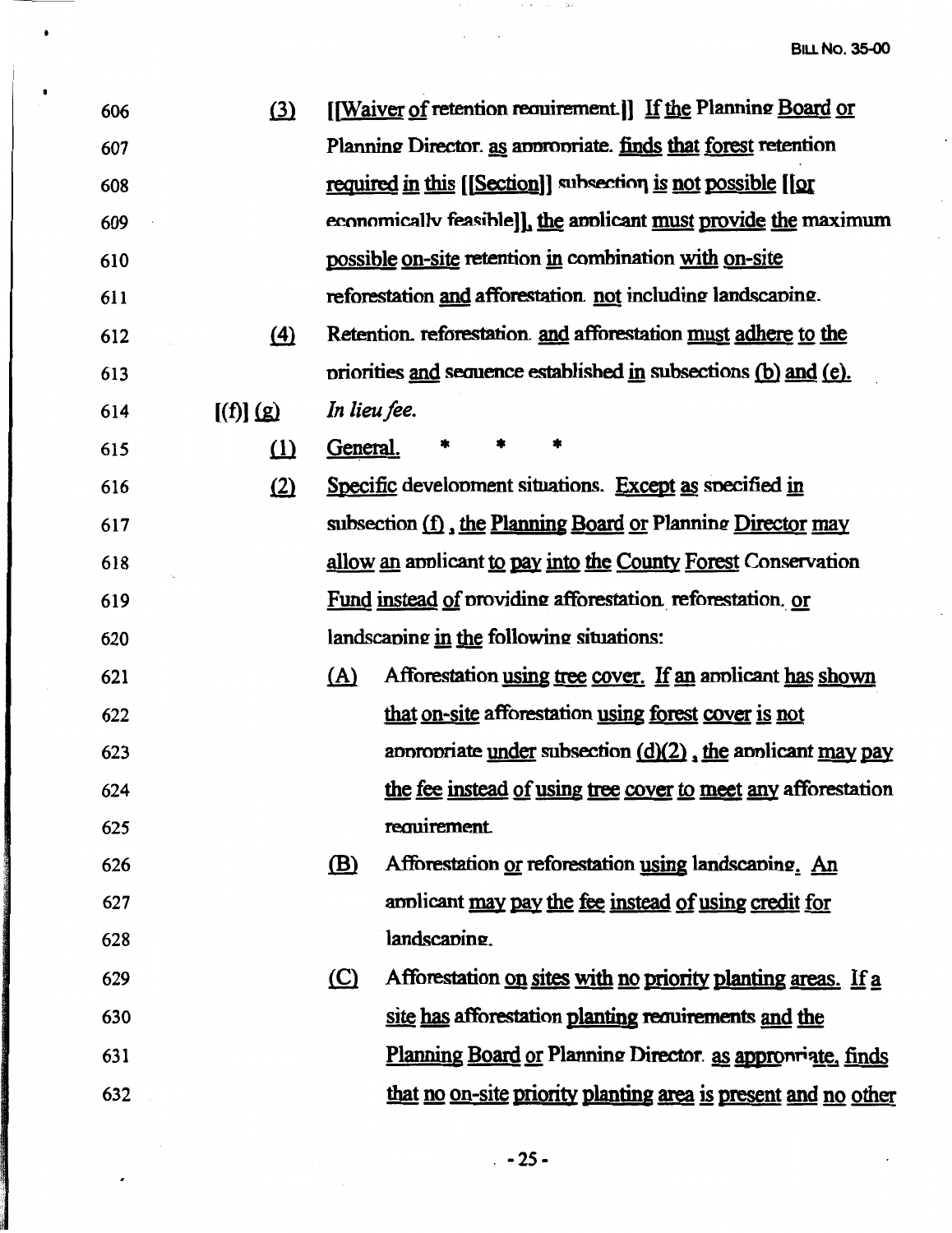606 (3) [[Waiver of retention requirement.]] If the Planning Board or
607 Planning Director, as appropriate, finds that forest retention
608 required in this [[Section]] subsection is not possible [[or
609 economically feasible]], the applicant must provide the maximum
610 possible on-site retention in combination with on-site
611 reforestation and afforestation, not including landscaping.

612 (4) Retention, reforestation, and afforestation must adhere to the
613 priorities and sequence established in subsections (b) and (e).

614 [(f)] (g) *In lieu fee.*

615 (1) General. * * *

616 (2) Specific development situations. Except as specified in
617 subsection (f), the Planning Board or Planning Director may
618 allow an applicant to pay into the County Forest Conservation
619 Fund instead of providing afforestation, reforestation, or
620 landscaping in the following situations:

621 (A) Afforestation using tree cover. If an applicant has shown
622 that on-site afforestation using forest cover is not
623 appropriate under subsection (d)(2), the applicant may pay
624 the fee instead of using tree cover to meet any afforestation
625 requirement.

626 (B) Afforestation or reforestation using landscaping. An
627 applicant may pay the fee instead of using credit for
628 landscaping.

629 (C) Afforestation on sites with no priority planting areas. If a
630 site has afforestation planting requirements and the
631 Planning Board or Planning Director, as appropriate, finds
632 that no on-site priority planting area is present and no other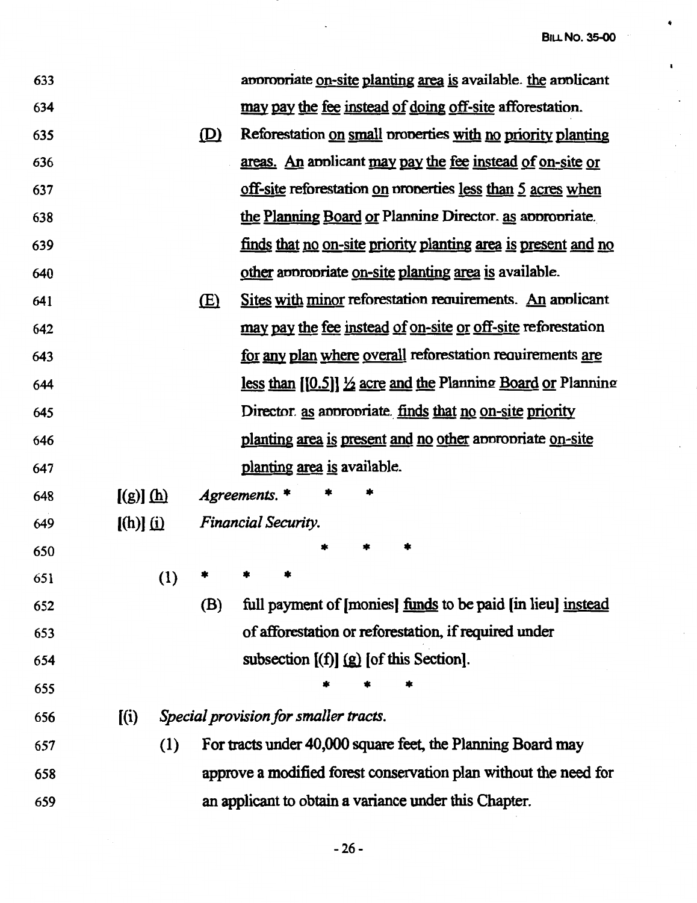633 appropriate on-site planting area is available, the applicant
634 may pay the fee instead of doing off-site afforestation.

635 (D) Reforestation on small properties with no priority planting
636 areas. An applicant may pay the fee instead of on-site or
637 off-site reforestation on properties less than 5 acres when
638 the Planning Board or Planning Director, as appropriate,
639 finds that no on-site priority planting area is present and no
640 other appropriate on-site planting area is available.

641 (E) Sites with minor reforestation requirements. An applicant
642 may pay the fee instead of on-site or off-site reforestation
643 for any plan where overall reforestation requirements are
644 less than [[0.5]] ½ acre and the Planning Board or Planning
645 Director, as appropriate, finds that no on-site priority
646 planting area is present and no other appropriate on-site
647 planting area is available.

648 [(g)] (h) *Agreements.* * * *

649 [(h)] (i) *Financial Security.*

650 * * *

651 (1) * * *

652 (B) full payment of [monies] funds to be paid [in lieu] instead
653 of afforestation or reforestation, if required under
654 subsection [(f)] (g) [of this Section].

655 * * *

656 [(i) *Special provision for smaller tracts.*

657 (1) For tracts under 40,000 square feet, the Planning Board may
658 approve a modified forest conservation plan without the need for
659 an applicant to obtain a variance under this Chapter.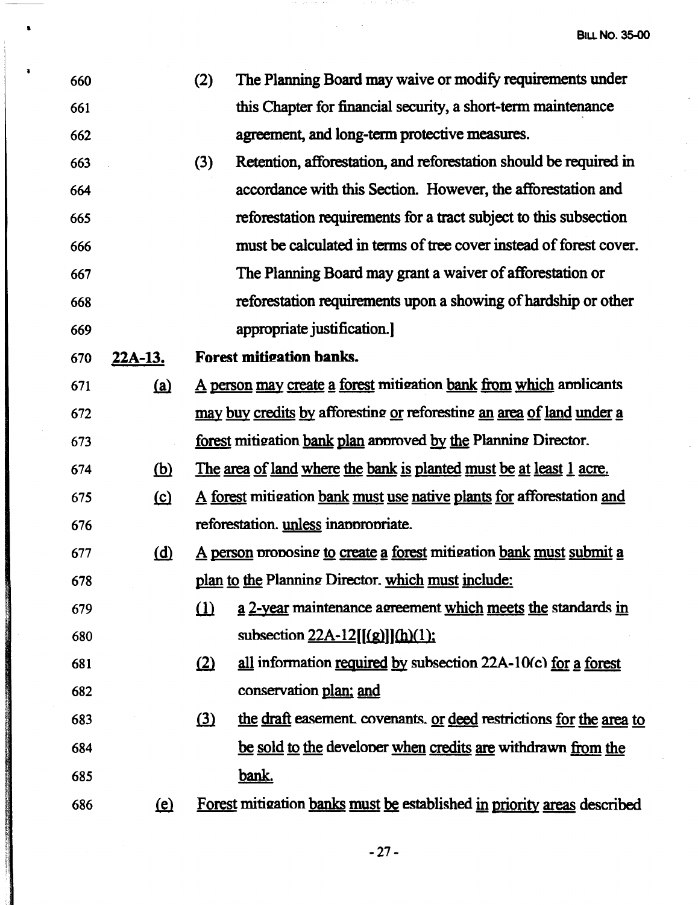660 (2) The Planning Board may waive or modify requirements under
661 this Chapter for financial security, a short-term maintenance
662 agreement, and long-term protective measures.

663 (3) Retention, afforestation, and reforestation should be required in
664 accordance with this Section. However, the afforestation and
665 reforestation requirements for a tract subject to this subsection
666 must be calculated in terms of tree cover instead of forest cover.
667 The Planning Board may grant a waiver of afforestation or
668 reforestation requirements upon a showing of hardship or other
669 appropriate justification.]

670 **22A-13. Forest mitigation banks.**

671 (a) A person may create a forest mitigation bank from which applicants
672 may buy credits by afforesting or reforesting an area of land under a
673 forest mitigation bank plan approved by the Planning Director.

674 (b) The area of land where the bank is planted must be at least 1 acre.

675 (c) A forest mitigation bank must use native plants for afforestation and
676 reforestation, unless inappropriate.

677 (d) A person proposing to create a forest mitigation bank must submit a
678 plan to the Planning Director, which must include:

679 (1) a 2-year maintenance agreement which meets the standards in
680 subsection 22A-12[[(g)]](h)(1);

681 (2) all information required by subsection 22A-10(c) for a forest
682 conservation plan; and

683 (3) the draft easement, covenants, or deed restrictions for the area to
684 be sold to the developer when credits are withdrawn from the
685 bank.

686 (e) Forest mitigation banks must be established in priority areas described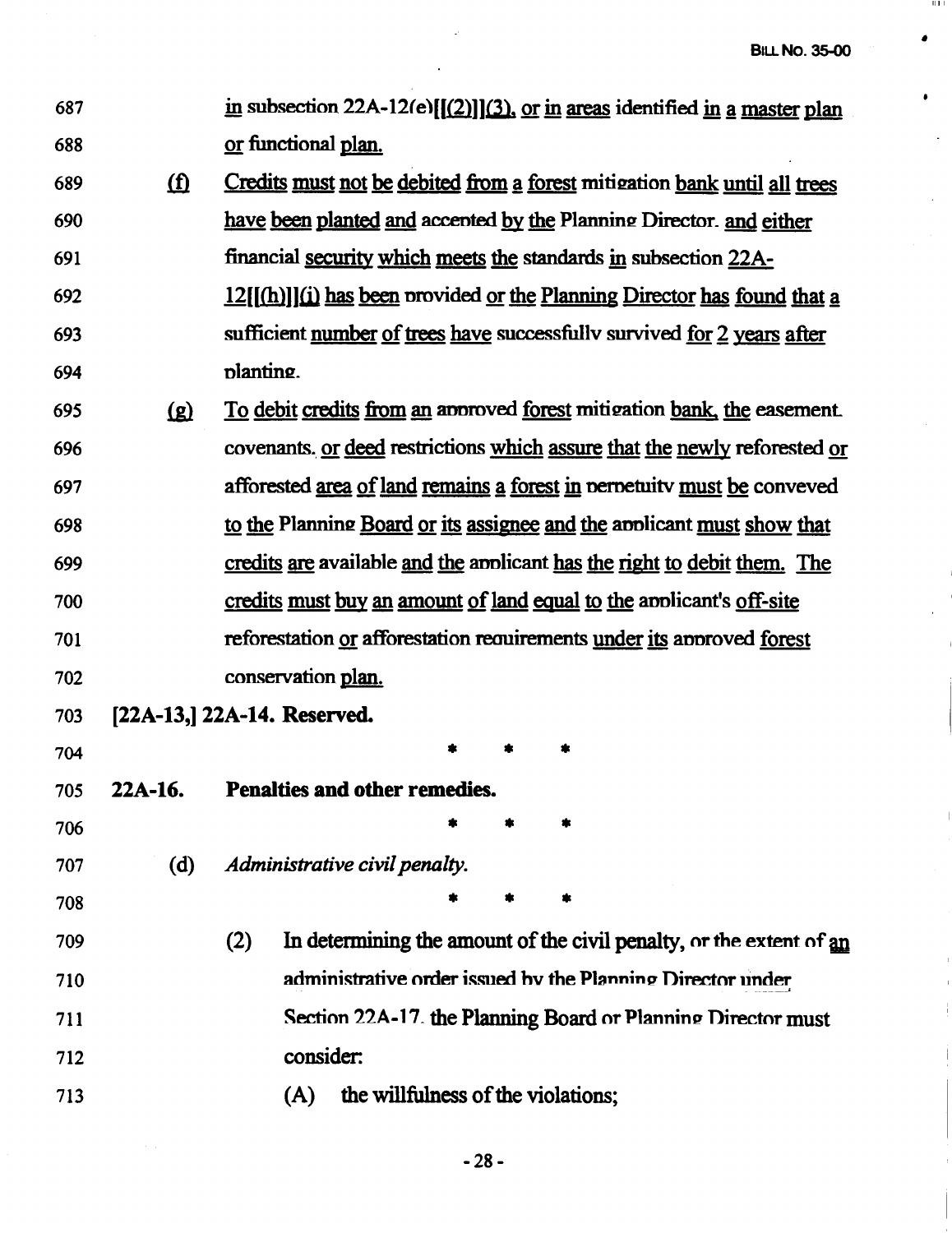in subsection 22A-12(e)[[(2)]](3), or in areas identified in a master plan or functional plan.

(f) Credits must not be debited from a forest mitigation bank until all trees have been planted and accepted by the Planning Director, and either financial security which meets the standards in subsection 22A-12[[(h)]](i) has been provided or the Planning Director has found that a sufficient number of trees have successfully survived for 2 years after planting.

(g) To debit credits from an approved forest mitigation bank, the easement, covenants, or deed restrictions which assure that the newly reforested or afforested area of land remains a forest in perpetuity must be conveyed to the Planning Board or its assignee and the applicant must show that credits are available and the applicant has the right to debit them. The credits must buy an amount of land equal to the applicant's off-site reforestation or afforestation requirements under its approved forest conservation plan.

**[22A-13,] 22A-14. Reserved.**

\* \* \*

**22A-16. Penalties and other remedies.**

\* \* \*

(d) *Administrative civil penalty.*

\* \* \*

(2) In determining the amount of the civil penalty, or the extent of an administrative order issued by the Planning Director under Section 22A-17, the Planning Board or Planning Director must consider:

(A) the willfulness of the violations;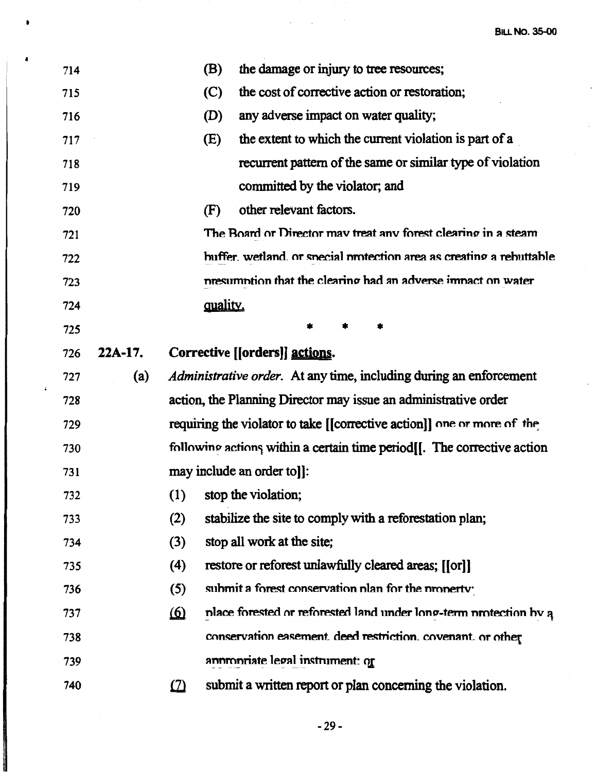(B) the damage or injury to tree resources;

(C) the cost of corrective action or restoration;

(D) any adverse impact on water quality;

(E) the extent to which the current violation is part of a recurrent pattern of the same or similar type of violation committed by the violator; and

(F) other relevant factors.

<u>The Board or Director may treat any forest clearing in a steam buffer, wetland, or special protection area as creating a rebuttable presumption that the clearing had an adverse impact on water quality.</u>

\* \* \*

**22A-17. Corrective [[orders]] <u>actions</u>.**

(a) *Administrative order.* At any time, including during an enforcement action, the Planning Director may issue an administrative order requiring the violator to take [[corrective action]] <u>one or more of the following actions</u> within a certain time period[[. The corrective action may include an order to]]:

(1) stop the violation;

(2) stabilize the site to comply with a reforestation plan;

(3) stop all work at the site;

(4) restore or reforest unlawfully cleared areas; [[or]]

(5) submit a forest conservation plan for the property<u>;</u>

<u>(6)</u> <u>place forested or reforested land under long-term protection by a conservation easement, deed restriction, covenant, or other appropriate legal instrument; or</u>

<u>(7)</u> submit a written report or plan concerning the violation.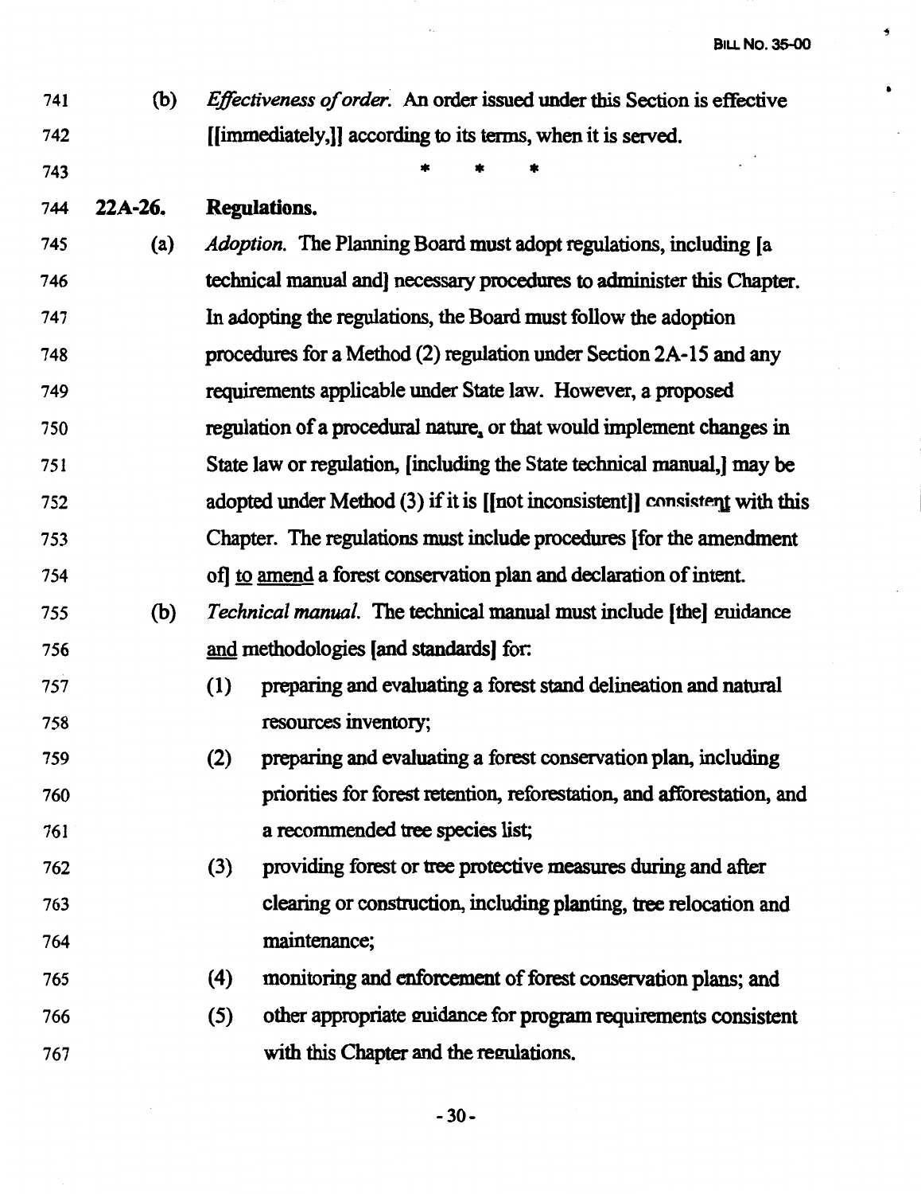741 (b) *Effectiveness of order.* An order issued under this Section is effective
742 [[immediately,]] according to its terms, when it is served.

743 \* \* \*

744 **22A-26. Regulations.**

745 (a) *Adoption.* The Planning Board must adopt regulations, including [a
746 technical manual and] necessary procedures to administer this Chapter.
747 In adopting the regulations, the Board must follow the adoption
748 procedures for a Method (2) regulation under Section 2A-15 and any
749 requirements applicable under State law. However, a proposed
750 regulation of a procedural nature, or that would implement changes in
751 State law or regulation, [including the State technical manual,] may be
752 adopted under Method (3) if it is [[not inconsistent]] consistent with this
753 Chapter. The regulations must include procedures [for the amendment
754 of] to amend a forest conservation plan and declaration of intent.

755 (b) *Technical manual.* The technical manual must include [the] guidance
756 and methodologies [and standards] for:

757 (1) preparing and evaluating a forest stand delineation and natural
758 resources inventory;

759 (2) preparing and evaluating a forest conservation plan, including
760 priorities for forest retention, reforestation, and afforestation, and
761 a recommended tree species list;

762 (3) providing forest or tree protective measures during and after
763 clearing or construction, including planting, tree relocation and
764 maintenance;

765 (4) monitoring and enforcement of forest conservation plans; and

766 (5) other appropriate guidance for program requirements consistent
767 with this Chapter and the regulations.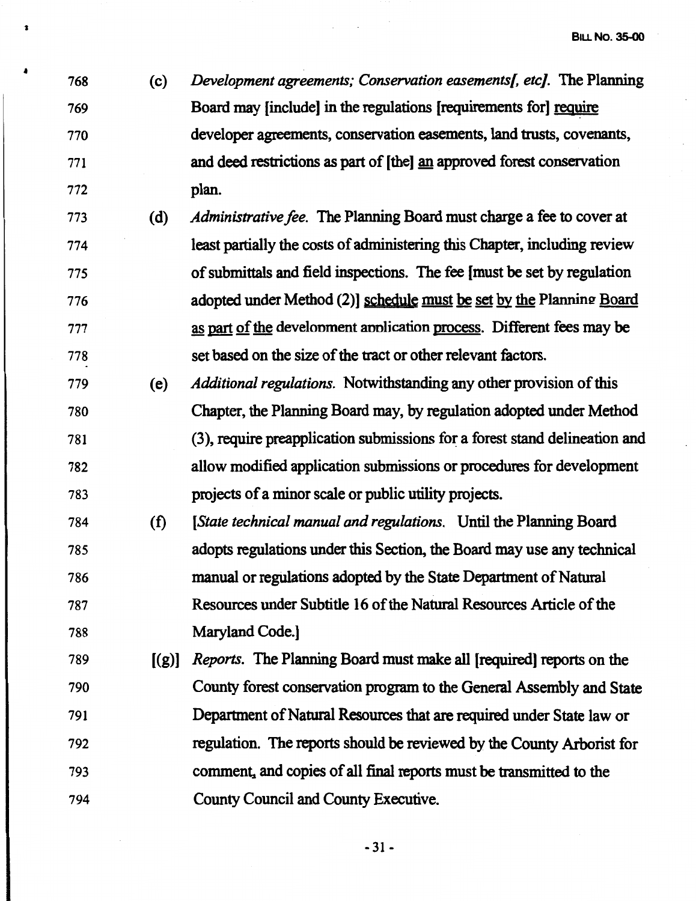768 (c) *Development agreements; Conservation easements[, etc].* The Planning
769 Board may [include] in the regulations [requirements for] require
770 developer agreements, conservation easements, land trusts, covenants,
771 and deed restrictions as part of [the] an approved forest conservation
772 plan.

773 (d) *Administrative fee.* The Planning Board must charge a fee to cover at
774 least partially the costs of administering this Chapter, including review
775 of submittals and field inspections. The fee [must be set by regulation
776 adopted under Method (2)] schedule must be set by the Planning Board
777 as part of the development application process. Different fees may be
778 set based on the size of the tract or other relevant factors.

779 (e) *Additional regulations.* Notwithstanding any other provision of this
780 Chapter, the Planning Board may, by regulation adopted under Method
781 (3), require preapplication submissions for a forest stand delineation and
782 allow modified application submissions or procedures for development
783 projects of a minor scale or public utility projects.

784 (f) [*State technical manual and regulations.* Until the Planning Board
785 adopts regulations under this Section, the Board may use any technical
786 manual or regulations adopted by the State Department of Natural
787 Resources under Subtitle 16 of the Natural Resources Article of the
788 Maryland Code.]

789 [(g)] *Reports.* The Planning Board must make all [required] reports on the
790 County forest conservation program to the General Assembly and State
791 Department of Natural Resources that are required under State law or
792 regulation. The reports should be reviewed by the County Arborist for
793 comment, and copies of all final reports must be transmitted to the
794 County Council and County Executive.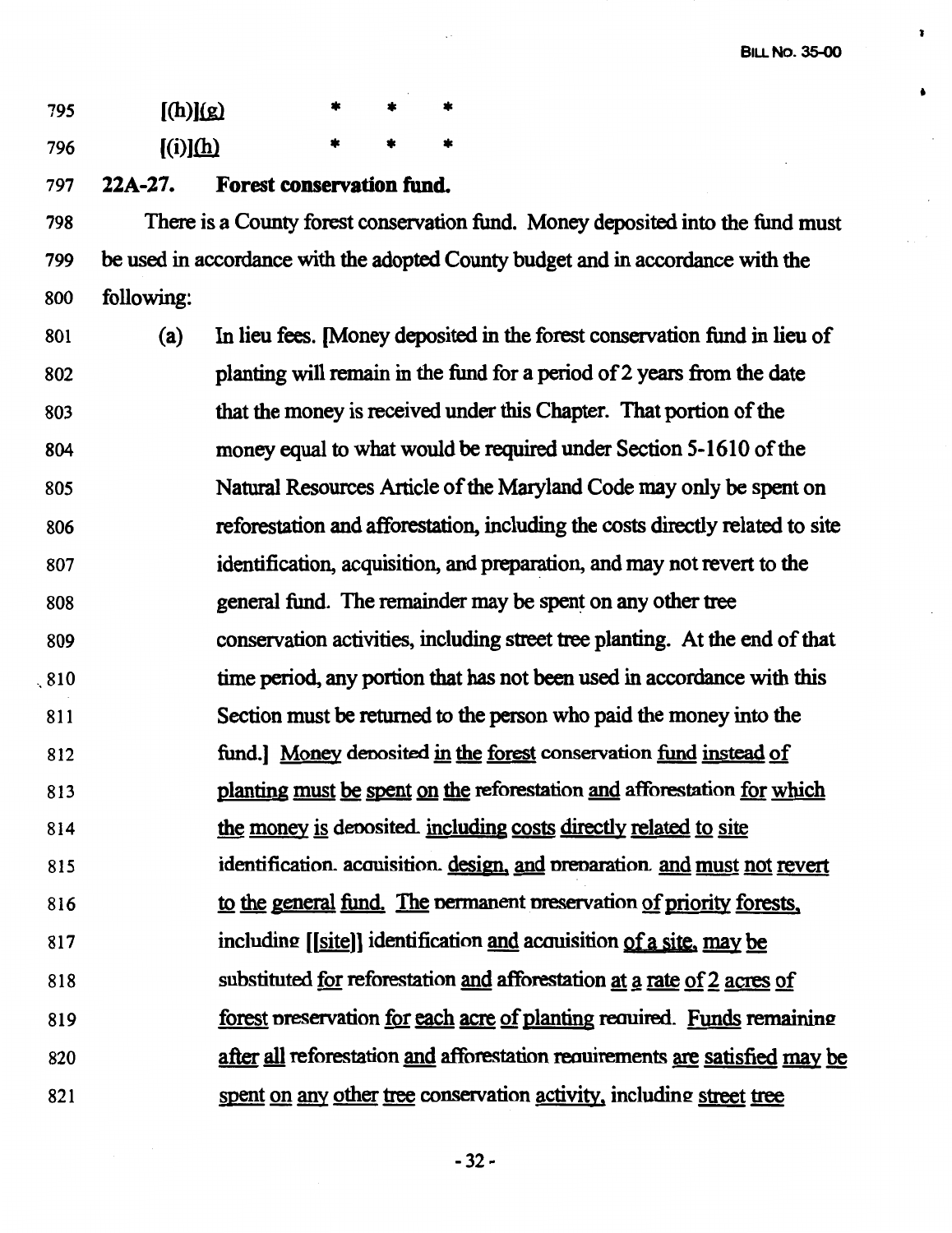795 [(h)](g) * * *

796 [(i)](h) * * *

797 **22A-27. Forest conservation fund.**

798 There is a County forest conservation fund. Money deposited into the fund must
799 be used in accordance with the adopted County budget and in accordance with the
800 following:

801 (a) In lieu fees. [Money deposited in the forest conservation fund in lieu of
802 planting will remain in the fund for a period of 2 years from the date
803 that the money is received under this Chapter. That portion of the
804 money equal to what would be required under Section 5-1610 of the
805 Natural Resources Article of the Maryland Code may only be spent on
806 reforestation and afforestation, including the costs directly related to site
807 identification, acquisition, and preparation, and may not revert to the
808 general fund. The remainder may be spent on any other tree
809 conservation activities, including street tree planting. At the end of that
810 time period, any portion that has not been used in accordance with this
811 Section must be returned to the person who paid the money into the
812 fund.] Money deposited in the forest conservation fund instead of
813 planting must be spent on the reforestation and afforestation for which
814 the money is deposited, including costs directly related to site
815 identification, acquisition, design, and preparation, and must not revert
816 to the general fund. The permanent preservation of priority forests,
817 including [[site]] identification and acquisition of a site, may be
818 substituted for reforestation and afforestation at a rate of 2 acres of
819 forest preservation for each acre of planting required. Funds remaining
820 after all reforestation and afforestation requirements are satisfied may be
821 spent on any other tree conservation activity, including street tree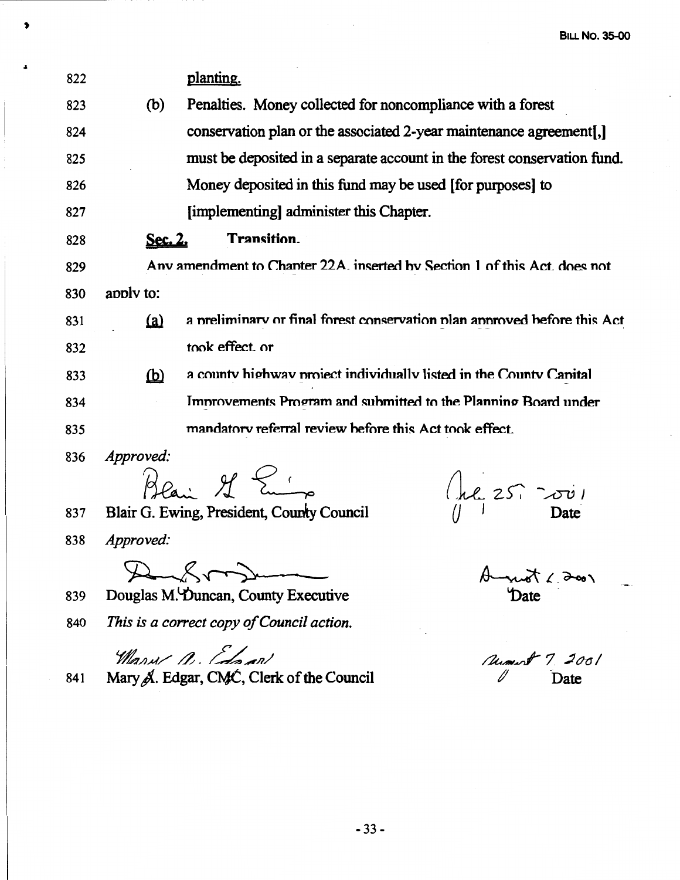822 planting.

823 (b) Penalties. Money collected for noncompliance with a forest

824 conservation plan or the associated 2-year maintenance agreement[,]

825 must be deposited in a separate account in the forest conservation fund.

826 Money deposited in this fund may be used [for purposes] to

827 [implementing] administer this Chapter.

828 **Sec. 2. Transition.**

829 Any amendment to Chapter 22A, inserted by Section 1 of this Act, does not

830 apply to:

831 (a) a preliminary or final forest conservation plan approved before this Act

832 took effect, or

833 (b) a county highway project individually listed in the County Capital

834 Improvements Program and submitted to the Planning Board under

835 mandatory referral review before this Act took effect.

836 *Approved:*

837 Blair G. Ewing, President, County Council — Date: July 25, 2001

838 *Approved:*

839 Douglas M. Duncan, County Executive — Date: August 6, 2001

840 *This is a correct copy of Council action.*

841 Mary A. Edgar, CMC, Clerk of the Council — Date: August 7, 2001